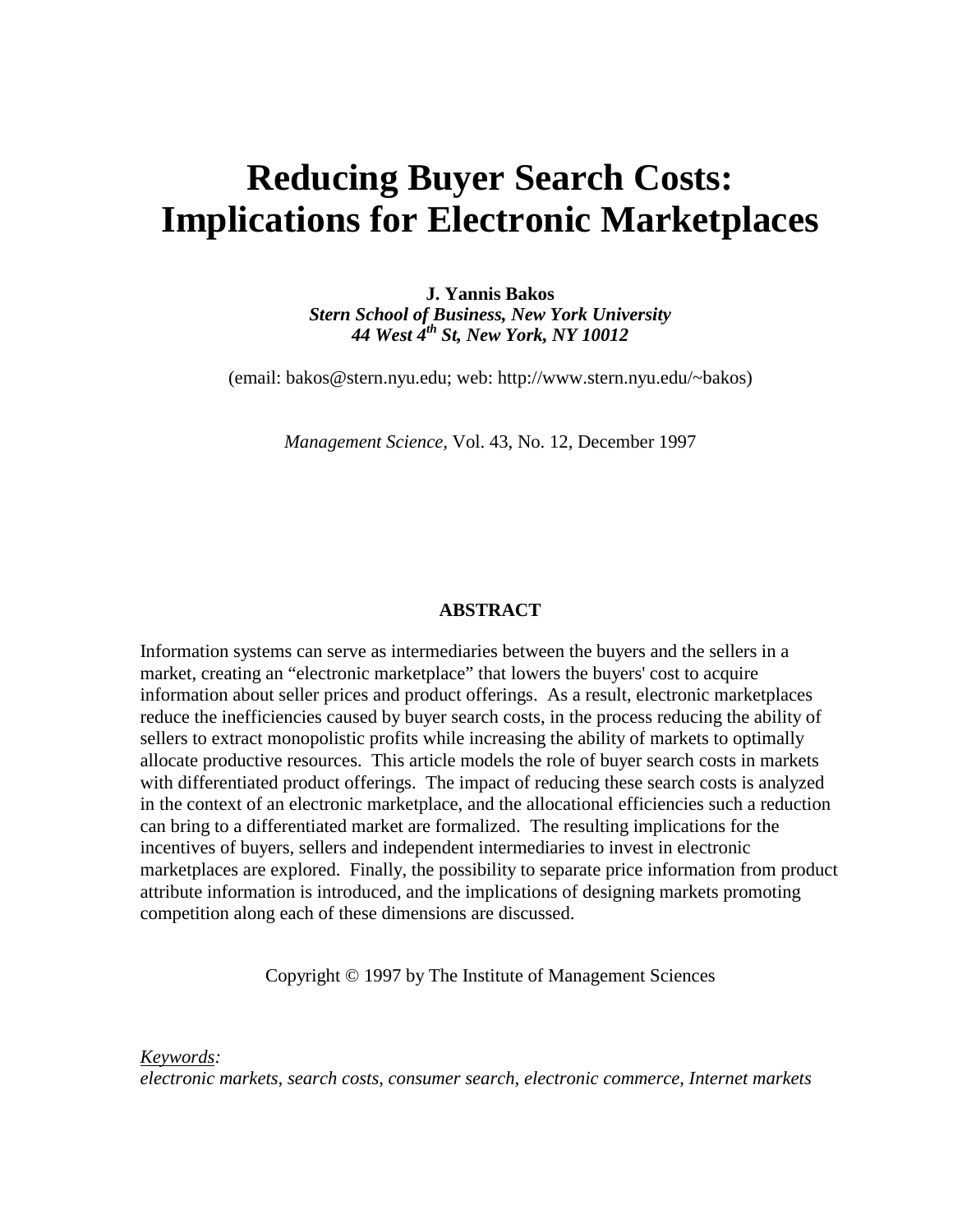# Reducing Buyer Search Costs: Implications for Electronic Marketplaces

**J. Yannis Bakos**
***Stern School of Business, New York University***
***44 West 4$^{th}$ St, New York, NY 10012***

(email: bakos@stern.nyu.edu; web: http://www.stern.nyu.edu/~bakos)

*Management Science,* Vol. 43, No. 12, December 1997

## ABSTRACT

Information systems can serve as intermediaries between the buyers and the sellers in a market, creating an "electronic marketplace" that lowers the buyers' cost to acquire information about seller prices and product offerings. As a result, electronic marketplaces reduce the inefficiencies caused by buyer search costs, in the process reducing the ability of sellers to extract monopolistic profits while increasing the ability of markets to optimally allocate productive resources. This article models the role of buyer search costs in markets with differentiated product offerings. The impact of reducing these search costs is analyzed in the context of an electronic marketplace, and the allocational efficiencies such a reduction can bring to a differentiated market are formalized. The resulting implications for the incentives of buyers, sellers and independent intermediaries to invest in electronic marketplaces are explored. Finally, the possibility to separate price information from product attribute information is introduced, and the implications of designing markets promoting competition along each of these dimensions are discussed.

Copyright © 1997 by The Institute of Management Sciences

<u>Keywords</u>:
*electronic markets, search costs, consumer search, electronic commerce, Internet markets*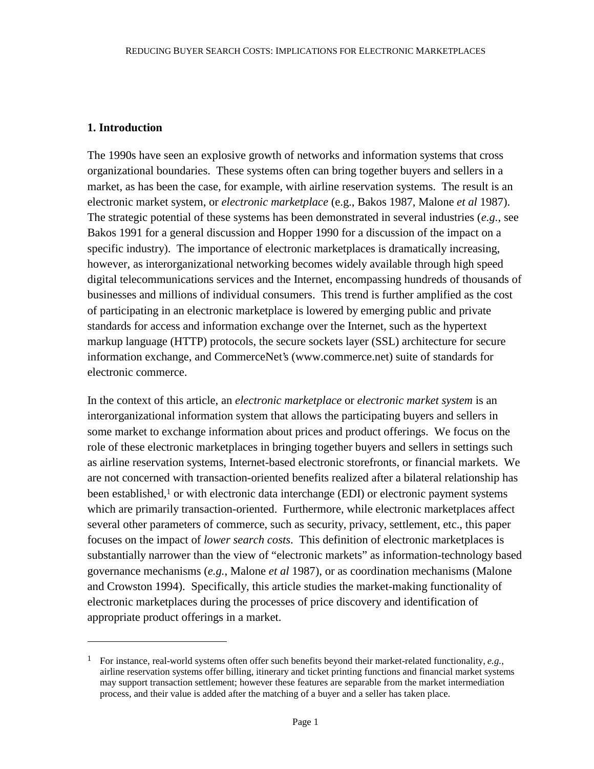## 1. Introduction

The 1990s have seen an explosive growth of networks and information systems that cross organizational boundaries. These systems often can bring together buyers and sellers in a market, as has been the case, for example, with airline reservation systems. The result is an electronic market system, or *electronic marketplace* (e.g., Bakos 1987, Malone *et al* 1987). The strategic potential of these systems has been demonstrated in several industries (*e.g.*, see Bakos 1991 for a general discussion and Hopper 1990 for a discussion of the impact on a specific industry). The importance of electronic marketplaces is dramatically increasing, however, as interorganizational networking becomes widely available through high speed digital telecommunications services and the Internet, encompassing hundreds of thousands of businesses and millions of individual consumers. This trend is further amplified as the cost of participating in an electronic marketplace is lowered by emerging public and private standards for access and information exchange over the Internet, such as the hypertext markup language (HTTP) protocols, the secure sockets layer (SSL) architecture for secure information exchange, and CommerceNet's (www.commerce.net) suite of standards for electronic commerce.

In the context of this article, an *electronic marketplace* or *electronic market system* is an interorganizational information system that allows the participating buyers and sellers in some market to exchange information about prices and product offerings. We focus on the role of these electronic marketplaces in bringing together buyers and sellers in settings such as airline reservation systems, Internet-based electronic storefronts, or financial markets. We are not concerned with transaction-oriented benefits realized after a bilateral relationship has been established,[1] or with electronic data interchange (EDI) or electronic payment systems which are primarily transaction-oriented. Furthermore, while electronic marketplaces affect several other parameters of commerce, such as security, privacy, settlement, etc., this paper focuses on the impact of *lower search costs*. This definition of electronic marketplaces is substantially narrower than the view of "electronic markets" as information-technology based governance mechanisms (*e.g.*, Malone *et al* 1987), or as coordination mechanisms (Malone and Crowston 1994). Specifically, this article studies the market-making functionality of electronic marketplaces during the processes of price discovery and identification of appropriate product offerings in a market.

---

[1] For instance, real-world systems often offer such benefits beyond their market-related functionality, *e.g.*, airline reservation systems offer billing, itinerary and ticket printing functions and financial market systems may support transaction settlement; however these features are separable from the market intermediation process, and their value is added after the matching of a buyer and a seller has taken place.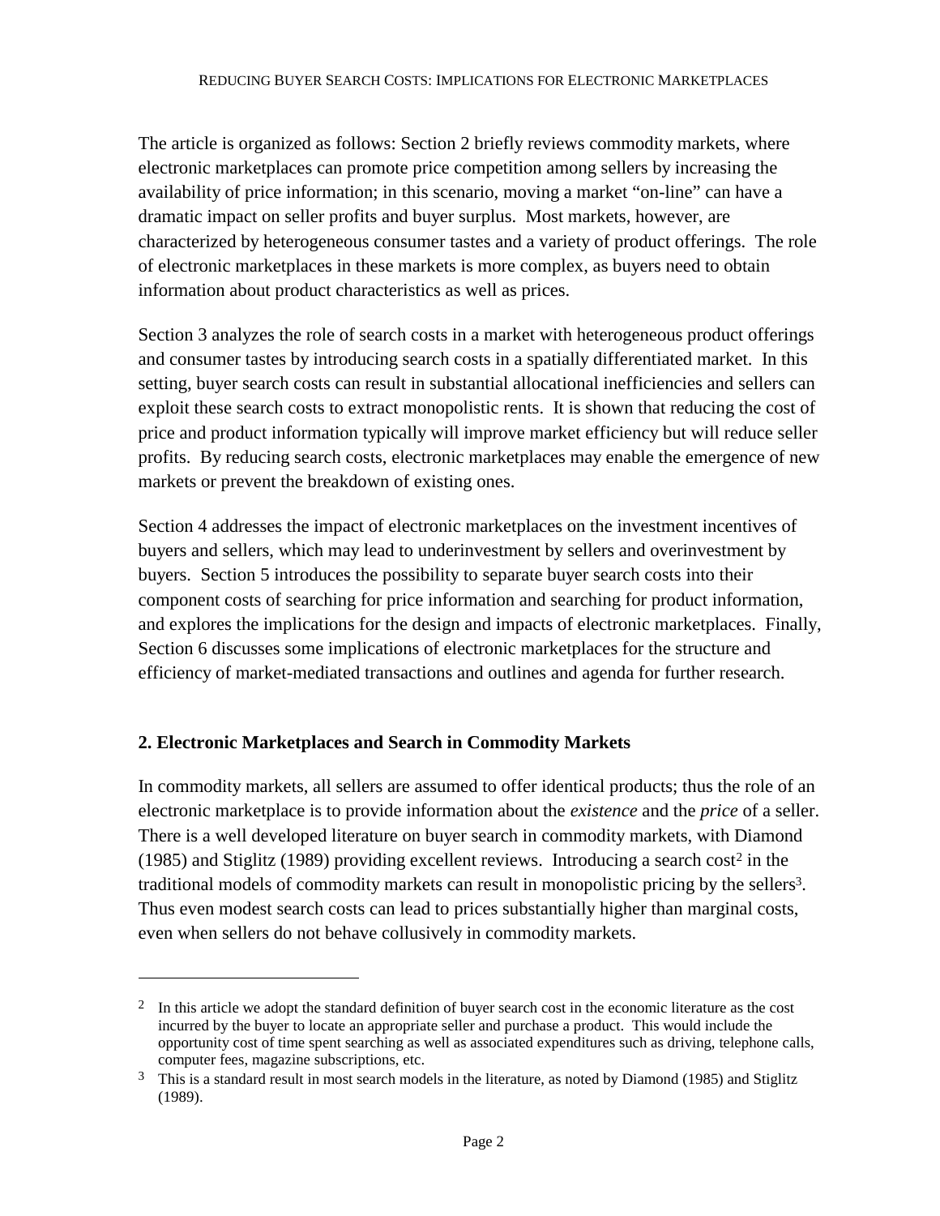The article is organized as follows: Section 2 briefly reviews commodity markets, where electronic marketplaces can promote price competition among sellers by increasing the availability of price information; in this scenario, moving a market "on-line" can have a dramatic impact on seller profits and buyer surplus. Most markets, however, are characterized by heterogeneous consumer tastes and a variety of product offerings. The role of electronic marketplaces in these markets is more complex, as buyers need to obtain information about product characteristics as well as prices.

Section 3 analyzes the role of search costs in a market with heterogeneous product offerings and consumer tastes by introducing search costs in a spatially differentiated market. In this setting, buyer search costs can result in substantial allocational inefficiencies and sellers can exploit these search costs to extract monopolistic rents. It is shown that reducing the cost of price and product information typically will improve market efficiency but will reduce seller profits. By reducing search costs, electronic marketplaces may enable the emergence of new markets or prevent the breakdown of existing ones.

Section 4 addresses the impact of electronic marketplaces on the investment incentives of buyers and sellers, which may lead to underinvestment by sellers and overinvestment by buyers. Section 5 introduces the possibility to separate buyer search costs into their component costs of searching for price information and searching for product information, and explores the implications for the design and impacts of electronic marketplaces. Finally, Section 6 discusses some implications of electronic marketplaces for the structure and efficiency of market-mediated transactions and outlines and agenda for further research.

## 2. Electronic Marketplaces and Search in Commodity Markets

In commodity markets, all sellers are assumed to offer identical products; thus the role of an electronic marketplace is to provide information about the *existence* and the *price* of a seller. There is a well developed literature on buyer search in commodity markets, with Diamond (1985) and Stiglitz (1989) providing excellent reviews. Introducing a search cost[2] in the traditional models of commodity markets can result in monopolistic pricing by the sellers[3]. Thus even modest search costs can lead to prices substantially higher than marginal costs, even when sellers do not behave collusively in commodity markets.

---

[2] In this article we adopt the standard definition of buyer search cost in the economic literature as the cost incurred by the buyer to locate an appropriate seller and purchase a product. This would include the opportunity cost of time spent searching as well as associated expenditures such as driving, telephone calls, computer fees, magazine subscriptions, etc.

[3] This is a standard result in most search models in the literature, as noted by Diamond (1985) and Stiglitz (1989).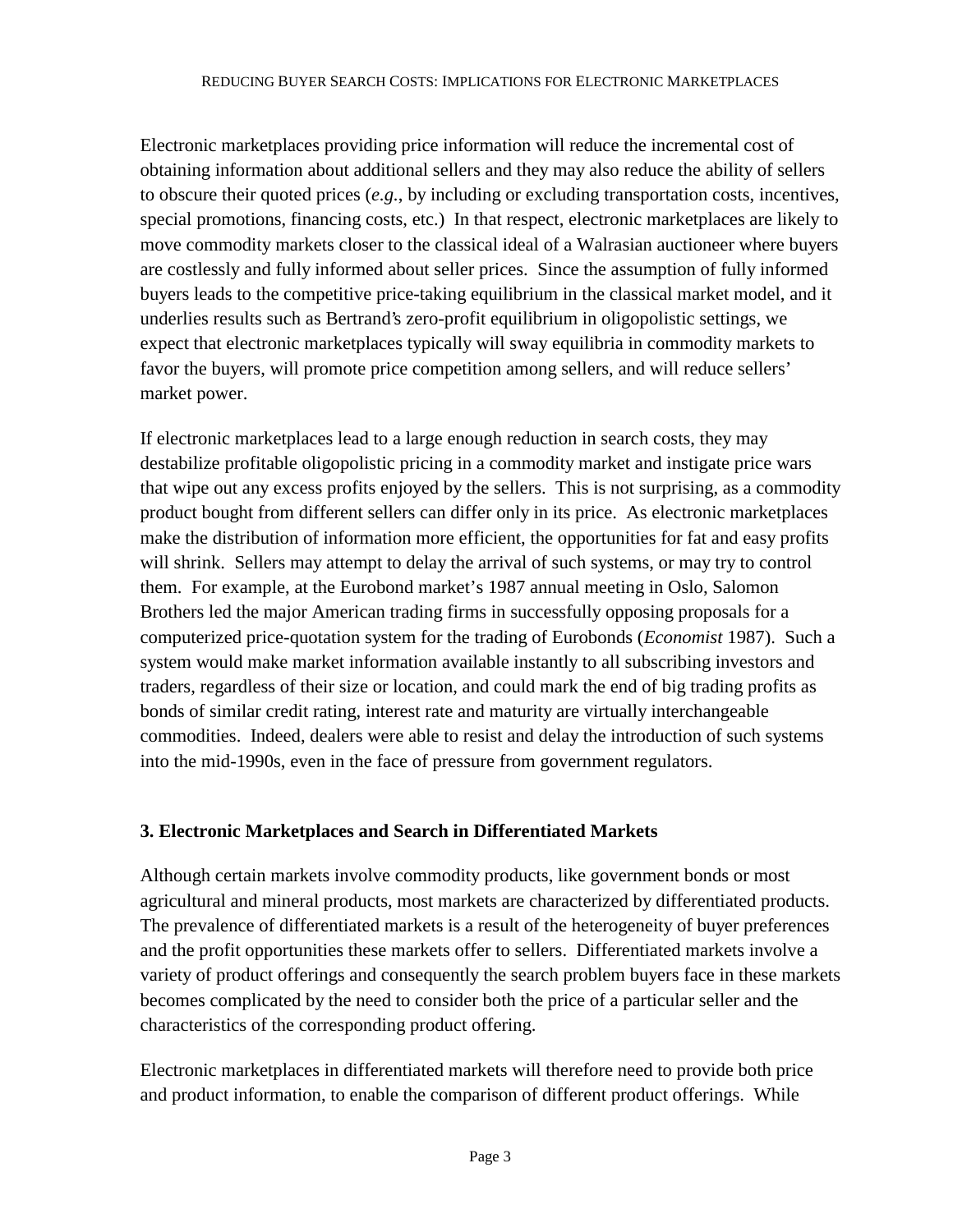Electronic marketplaces providing price information will reduce the incremental cost of obtaining information about additional sellers and they may also reduce the ability of sellers to obscure their quoted prices (*e.g.*, by including or excluding transportation costs, incentives, special promotions, financing costs, etc.) In that respect, electronic marketplaces are likely to move commodity markets closer to the classical ideal of a Walrasian auctioneer where buyers are costlessly and fully informed about seller prices. Since the assumption of fully informed buyers leads to the competitive price-taking equilibrium in the classical market model, and it underlies results such as Bertrand's zero-profit equilibrium in oligopolistic settings, we expect that electronic marketplaces typically will sway equilibria in commodity markets to favor the buyers, will promote price competition among sellers, and will reduce sellers' market power.

If electronic marketplaces lead to a large enough reduction in search costs, they may destabilize profitable oligopolistic pricing in a commodity market and instigate price wars that wipe out any excess profits enjoyed by the sellers. This is not surprising, as a commodity product bought from different sellers can differ only in its price. As electronic marketplaces make the distribution of information more efficient, the opportunities for fat and easy profits will shrink. Sellers may attempt to delay the arrival of such systems, or may try to control them. For example, at the Eurobond market's 1987 annual meeting in Oslo, Salomon Brothers led the major American trading firms in successfully opposing proposals for a computerized price-quotation system for the trading of Eurobonds (*Economist* 1987). Such a system would make market information available instantly to all subscribing investors and traders, regardless of their size or location, and could mark the end of big trading profits as bonds of similar credit rating, interest rate and maturity are virtually interchangeable commodities. Indeed, dealers were able to resist and delay the introduction of such systems into the mid-1990s, even in the face of pressure from government regulators.

## 3. Electronic Marketplaces and Search in Differentiated Markets

Although certain markets involve commodity products, like government bonds or most agricultural and mineral products, most markets are characterized by differentiated products. The prevalence of differentiated markets is a result of the heterogeneity of buyer preferences and the profit opportunities these markets offer to sellers. Differentiated markets involve a variety of product offerings and consequently the search problem buyers face in these markets becomes complicated by the need to consider both the price of a particular seller and the characteristics of the corresponding product offering.

Electronic marketplaces in differentiated markets will therefore need to provide both price and product information, to enable the comparison of different product offerings. While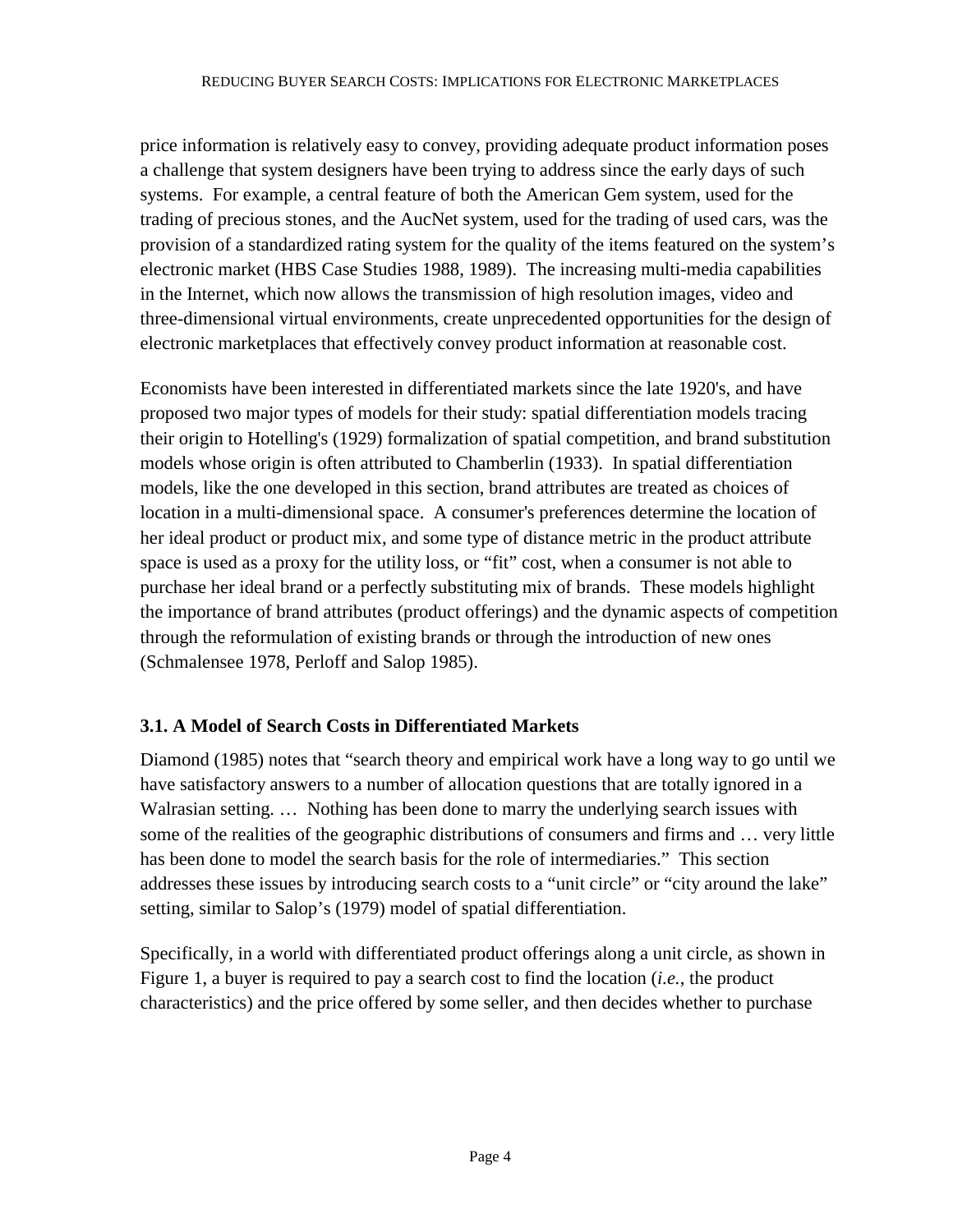price information is relatively easy to convey, providing adequate product information poses a challenge that system designers have been trying to address since the early days of such systems. For example, a central feature of both the American Gem system, used for the trading of precious stones, and the AucNet system, used for the trading of used cars, was the provision of a standardized rating system for the quality of the items featured on the system's electronic market (HBS Case Studies 1988, 1989). The increasing multi-media capabilities in the Internet, which now allows the transmission of high resolution images, video and three-dimensional virtual environments, create unprecedented opportunities for the design of electronic marketplaces that effectively convey product information at reasonable cost.

Economists have been interested in differentiated markets since the late 1920's, and have proposed two major types of models for their study: spatial differentiation models tracing their origin to Hotelling's (1929) formalization of spatial competition, and brand substitution models whose origin is often attributed to Chamberlin (1933). In spatial differentiation models, like the one developed in this section, brand attributes are treated as choices of location in a multi-dimensional space. A consumer's preferences determine the location of her ideal product or product mix, and some type of distance metric in the product attribute space is used as a proxy for the utility loss, or "fit" cost, when a consumer is not able to purchase her ideal brand or a perfectly substituting mix of brands. These models highlight the importance of brand attributes (product offerings) and the dynamic aspects of competition through the reformulation of existing brands or through the introduction of new ones (Schmalensee 1978, Perloff and Salop 1985).

### 3.1. A Model of Search Costs in Differentiated Markets

Diamond (1985) notes that "search theory and empirical work have a long way to go until we have satisfactory answers to a number of allocation questions that are totally ignored in a Walrasian setting. … Nothing has been done to marry the underlying search issues with some of the realities of the geographic distributions of consumers and firms and … very little has been done to model the search basis for the role of intermediaries." This section addresses these issues by introducing search costs to a "unit circle" or "city around the lake" setting, similar to Salop's (1979) model of spatial differentiation.

Specifically, in a world with differentiated product offerings along a unit circle, as shown in Figure 1, a buyer is required to pay a search cost to find the location (*i.e.*, the product characteristics) and the price offered by some seller, and then decides whether to purchase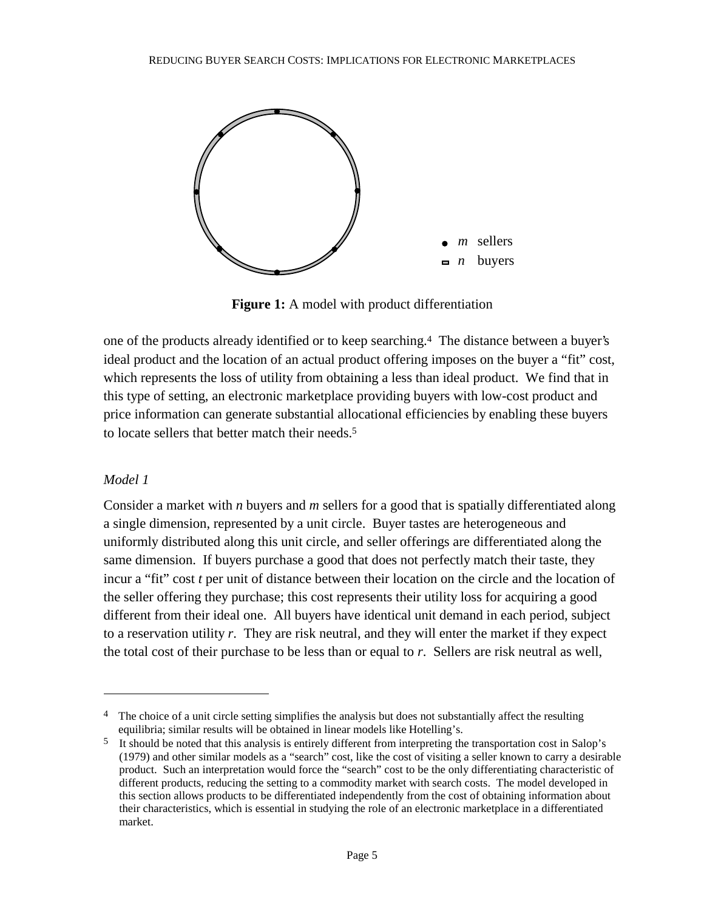Figure 1: A model with product differentiation

one of the products already identified or to keep searching.[4] The distance between a buyer's ideal product and the location of an actual product offering imposes on the buyer a "fit" cost, which represents the loss of utility from obtaining a less than ideal product. We find that in this type of setting, an electronic marketplace providing buyers with low-cost product and price information can generate substantial allocational efficiencies by enabling these buyers to locate sellers that better match their needs.[5]

*Model 1*

Consider a market with $n$ buyers and $m$ sellers for a good that is spatially differentiated along a single dimension, represented by a unit circle. Buyer tastes are heterogeneous and uniformly distributed along this unit circle, and seller offerings are differentiated along the same dimension. If buyers purchase a good that does not perfectly match their taste, they incur a "fit" cost $t$ per unit of distance between their location on the circle and the location of the seller offering they purchase; this cost represents their utility loss for acquiring a good different from their ideal one. All buyers have identical unit demand in each period, subject to a reservation utility $r$. They are risk neutral, and they will enter the market if they expect the total cost of their purchase to be less than or equal to $r$. Sellers are risk neutral as well,

---

[4] The choice of a unit circle setting simplifies the analysis but does not substantially affect the resulting equilibria; similar results will be obtained in linear models like Hotelling's.

[5] It should be noted that this analysis is entirely different from interpreting the transportation cost in Salop's (1979) and other similar models as a "search" cost, like the cost of visiting a seller known to carry a desirable product. Such an interpretation would force the "search" cost to be the only differentiating characteristic of different products, reducing the setting to a commodity market with search costs. The model developed in this section allows products to be differentiated independently from the cost of obtaining information about their characteristics, which is essential in studying the role of an electronic marketplace in a differentiated market.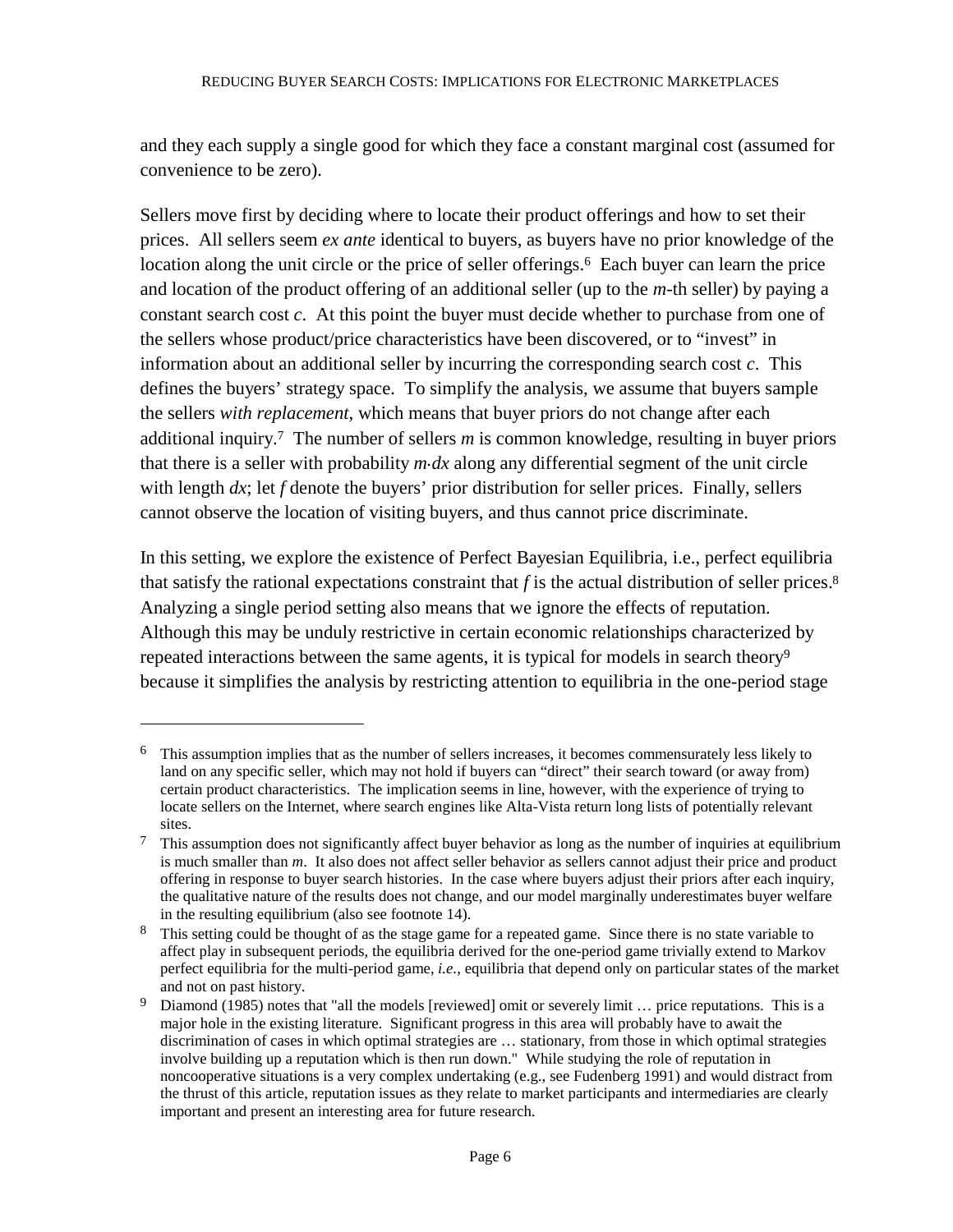and they each supply a single good for which they face a constant marginal cost (assumed for convenience to be zero).

Sellers move first by deciding where to locate their product offerings and how to set their prices. All sellers seem *ex ante* identical to buyers, as buyers have no prior knowledge of the location along the unit circle or the price of seller offerings.[6] Each buyer can learn the price and location of the product offering of an additional seller (up to the $m$-th seller) by paying a constant search cost $c$. At this point the buyer must decide whether to purchase from one of the sellers whose product/price characteristics have been discovered, or to "invest" in information about an additional seller by incurring the corresponding search cost $c$. This defines the buyers' strategy space. To simplify the analysis, we assume that buyers sample the sellers *with replacement*, which means that buyer priors do not change after each additional inquiry.[7] The number of sellers $m$ is common knowledge, resulting in buyer priors that there is a seller with probability $m \cdot dx$ along any differential segment of the unit circle with length $dx$; let $f$ denote the buyers' prior distribution for seller prices. Finally, sellers cannot observe the location of visiting buyers, and thus cannot price discriminate.

In this setting, we explore the existence of Perfect Bayesian Equilibria, i.e., perfect equilibria that satisfy the rational expectations constraint that $f$ is the actual distribution of seller prices.[8] Analyzing a single period setting also means that we ignore the effects of reputation. Although this may be unduly restrictive in certain economic relationships characterized by repeated interactions between the same agents, it is typical for models in search theory[9] because it simplifies the analysis by restricting attention to equilibria in the one-period stage

---

[6] This assumption implies that as the number of sellers increases, it becomes commensurately less likely to land on any specific seller, which may not hold if buyers can "direct" their search toward (or away from) certain product characteristics. The implication seems in line, however, with the experience of trying to locate sellers on the Internet, where search engines like Alta-Vista return long lists of potentially relevant sites.

[7] This assumption does not significantly affect buyer behavior as long as the number of inquiries at equilibrium is much smaller than $m$. It also does not affect seller behavior as sellers cannot adjust their price and product offering in response to buyer search histories. In the case where buyers adjust their priors after each inquiry, the qualitative nature of the results does not change, and our model marginally underestimates buyer welfare in the resulting equilibrium (also see footnote 14).

[8] This setting could be thought of as the stage game for a repeated game. Since there is no state variable to affect play in subsequent periods, the equilibria derived for the one-period game trivially extend to Markov perfect equilibria for the multi-period game, *i.e.*, equilibria that depend only on particular states of the market and not on past history.

[9] Diamond (1985) notes that "all the models [reviewed] omit or severely limit … price reputations. This is a major hole in the existing literature. Significant progress in this area will probably have to await the discrimination of cases in which optimal strategies are … stationary, from those in which optimal strategies involve building up a reputation which is then run down." While studying the role of reputation in noncooperative situations is a very complex undertaking (e.g., see Fudenberg 1991) and would distract from the thrust of this article, reputation issues as they relate to market participants and intermediaries are clearly important and present an interesting area for future research.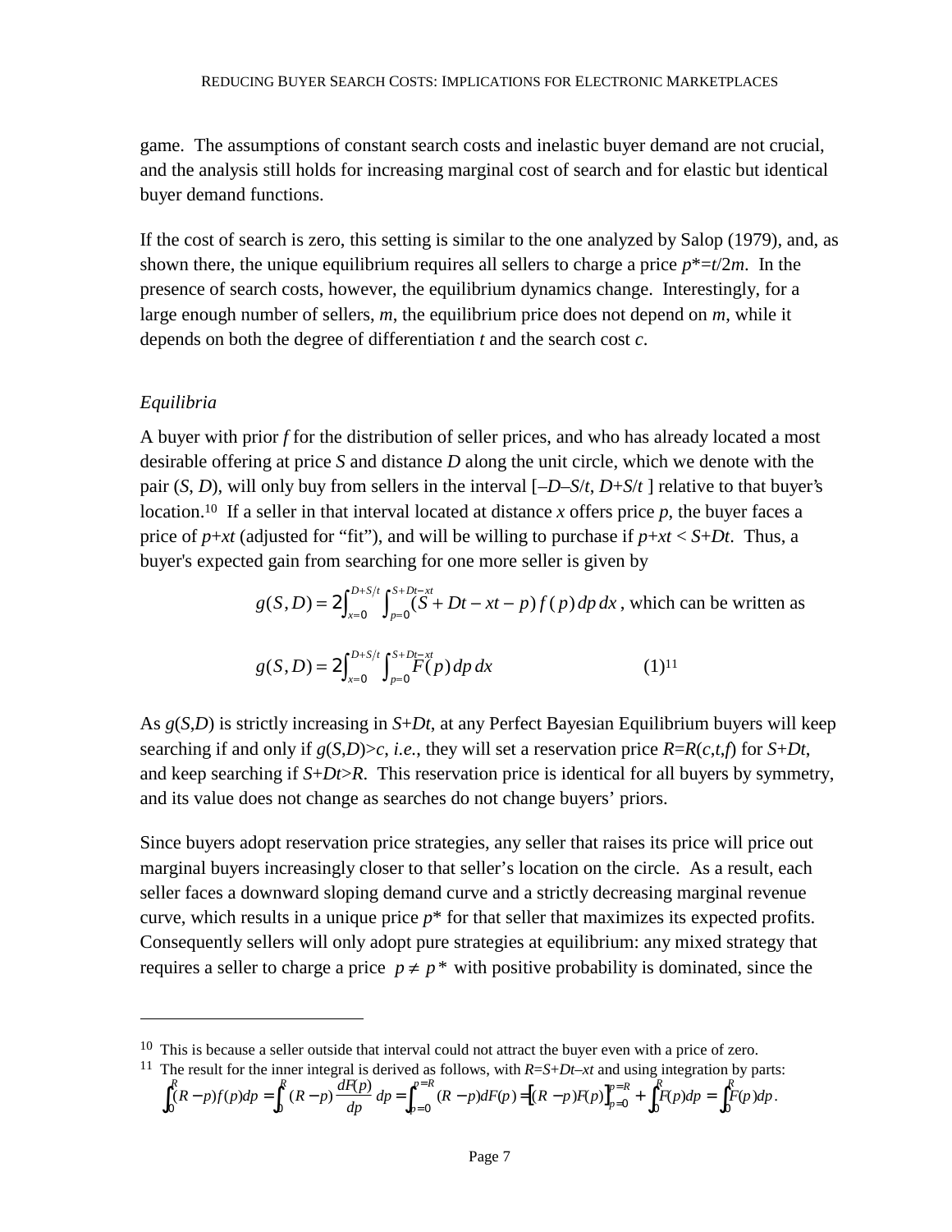game. The assumptions of constant search costs and inelastic buyer demand are not crucial, and the analysis still holds for increasing marginal cost of search and for elastic but identical buyer demand functions.

If the cost of search is zero, this setting is similar to the one analyzed by Salop (1979), and, as shown there, the unique equilibrium requires all sellers to charge a price $p^*=t/2m$. In the presence of search costs, however, the equilibrium dynamics change. Interestingly, for a large enough number of sellers, $m$, the equilibrium price does not depend on $m$, while it depends on both the degree of differentiation $t$ and the search cost $c$.

*Equilibria*

A buyer with prior $f$ for the distribution of seller prices, and who has already located a most desirable offering at price $S$ and distance $D$ along the unit circle, which we denote with the pair $(S, D)$, will only buy from sellers in the interval $[-D-S/t, D+S/t]$ relative to that buyer's location.[10] If a seller in that interval located at distance $x$ offers price $p$, the buyer faces a price of $p+xt$ (adjusted for "fit"), and will be willing to purchase if $p+xt < S+Dt$. Thus, a buyer's expected gain from searching for one more seller is given by

$$g(S,D) = 2\int_{x=0}^{D+S/t}\int_{p=0}^{S+Dt-xt}(S+Dt-xt-p)\,f(p)\,dp\,dx \text{, which can be written as}$$

$$g(S,D) = 2\int_{x=0}^{D+S/t}\int_{p=0}^{S+Dt-xt}F(p)\,dp\,dx \qquad (1)^{11}$$

As $g(S,D)$ is strictly increasing in $S+Dt$, at any Perfect Bayesian Equilibrium buyers will keep searching if and only if $g(S,D)>c$, *i.e.*, they will set a reservation price $R=R(c,t,f)$ for $S+Dt$, and keep searching if $S+Dt>R$. This reservation price is identical for all buyers by symmetry, and its value does not change as searches do not change buyers' priors.

Since buyers adopt reservation price strategies, any seller that raises its price will price out marginal buyers increasingly closer to that seller's location on the circle. As a result, each seller faces a downward sloping demand curve and a strictly decreasing marginal revenue curve, which results in a unique price $p^*$ for that seller that maximizes its expected profits. Consequently sellers will only adopt pure strategies at equilibrium: any mixed strategy that requires a seller to charge a price $p \neq p^*$ with positive probability is dominated, since the

---

[10] This is because a seller outside that interval could not attract the buyer even with a price of zero.

[11] The result for the inner integral is derived as follows, with $R=S+Dt-xt$ and using integration by parts:

$$\int_0^R (R-p)f(p)dp = \int_0^R (R-p)\frac{dF(p)}{dp}\,dp = \int_{p=0}^{p=R}(R-p)dF(p) = \Big[(R-p)F(p)\Big]_{p=0}^{p=R} + \int_0^R F(p)dp = \int_0^R F(p)dp.$$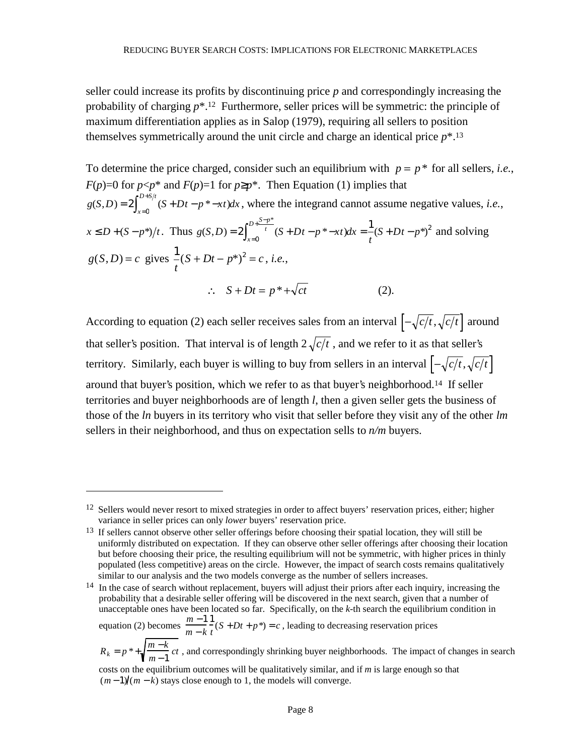seller could increase its profits by discontinuing price $p$ and correspondingly increasing the probability of charging $p^*$.[12] Furthermore, seller prices will be symmetric: the principle of maximum differentiation applies as in Salop (1979), requiring all sellers to position themselves symmetrically around the unit circle and charge an identical price $p^*$.[13]

To determine the price charged, consider such an equilibrium with $p = p^*$ for all sellers, *i.e.*, $F(p)=0$ for $p<p^*$ and $F(p)=1$ for $p\geq p^*$. Then Equation (1) implies that $g(S,D) = 2\int_{x=0}^{D+S/t}(S + Dt - p^* - xt)dx$, where the integrand cannot assume negative values, *i.e.*, $x \leq D + (S - p^*)/t$. Thus $g(S,D) = 2\int_{x=0}^{D+\frac{S-p^*}{t}}(S + Dt - p^* - xt)dx = \frac{1}{t}(S + Dt - p^*)^2$ and solving $g(S,D) = c$ gives $\frac{1}{t}(S + Dt - p^*)^2 = c$, *i.e.*,

$$\therefore \quad S + Dt = p^* + \sqrt{ct} \qquad (2).$$

According to equation (2) each seller receives sales from an interval $\left[-\sqrt{c/t}, \sqrt{c/t}\right]$ around that seller's position. That interval is of length $2\sqrt{c/t}$, and we refer to it as that seller's territory. Similarly, each buyer is willing to buy from sellers in an interval $\left[-\sqrt{c/t}, \sqrt{c/t}\right]$ around that buyer's position, which we refer to as that buyer's neighborhood.[14] If seller territories and buyer neighborhoods are of length $l$, then a given seller gets the business of those of the $ln$ buyers in its territory who visit that seller before they visit any of the other $lm$ sellers in their neighborhood, and thus on expectation sells to $n/m$ buyers.

---

[12] Sellers would never resort to mixed strategies in order to affect buyers' reservation prices, either; higher variance in seller prices can only *lower* buyers' reservation price.

[13] If sellers cannot observe other seller offerings before choosing their spatial location, they will still be uniformly distributed on expectation. If they can observe other seller offerings after choosing their location but before choosing their price, the resulting equilibrium will not be symmetric, with higher prices in thinly populated (less competitive) areas on the circle. However, the impact of search costs remains qualitatively similar to our analysis and the two models converge as the number of sellers increases.

[14] In the case of search without replacement, buyers will adjust their priors after each inquiry, increasing the probability that a desirable seller offering will be discovered in the next search, given that a number of unacceptable ones have been located so far. Specifically, on the $k$-th search the equilibrium condition in equation (2) becomes $\frac{m-1}{m-k}\frac{1}{t}(S + Dt + p^*) = c$, leading to decreasing reservation prices $R_k = p^* + \sqrt{\frac{m-k}{m-1}ct}$, and correspondingly shrinking buyer neighborhoods. The impact of changes in search costs on the equilibrium outcomes will be qualitatively similar, and if $m$ is large enough so that $(m-1)/(m-k)$ stays close enough to 1, the models will converge.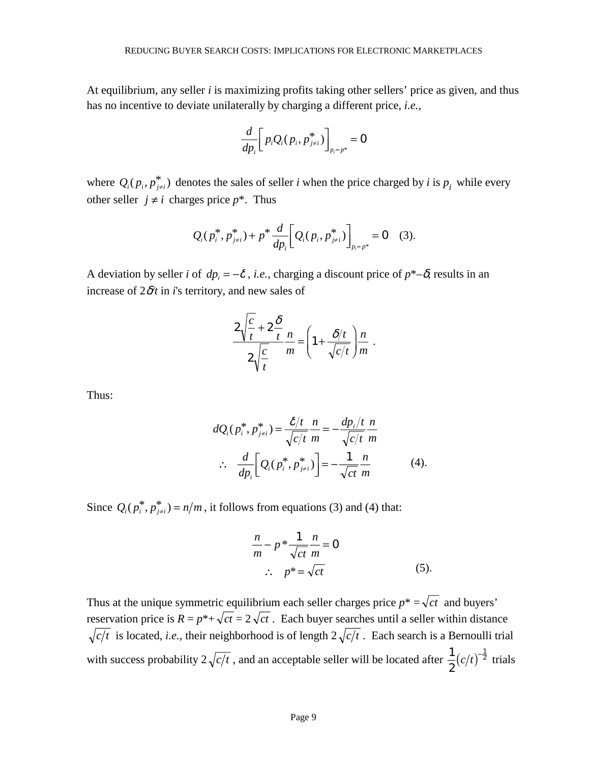At equilibrium, any seller *i* is maximizing profits taking other sellers' price as given, and thus has no incentive to deviate unilaterally by charging a different price, *i.e.*,

$$\frac{d}{dp_i}\left[ p_i Q_i(p_i, p^*_{j\neq i}) \right]_{p_i = p^*} = 0$$

where $Q_i(p_i, p^*_{j\neq i})$ denotes the sales of seller *i* when the price charged by *i* is $p_i$ while every other seller $j \neq i$ charges price $p^*$. Thus

$$Q_i(p^*_i, p^*_{j\neq i}) + p^* \frac{d}{dp_i}\left[ Q_i(p_i, p^*_{j\neq i}) \right]_{p_i = p^*} = 0 \quad (3).$$

A deviation by seller *i* of $dp_i = -\delta$, *i.e.*, charging a discount price of $p^*-\delta$, results in an increase of $2\delta/t$ in *i*'s territory, and new sales of

$$\frac{2\sqrt{\frac{c}{t}} + 2\frac{\delta}{t}}{2\sqrt{\frac{c}{t}}}\frac{n}{m} = \left(1 + \frac{\delta/t}{\sqrt{c/t}}\right)\frac{n}{m} \ .$$

Thus:

$$dQ_i(p^*_i, p^*_{j\neq i}) = \frac{\delta/t}{\sqrt{c/t}}\frac{n}{m} = -\frac{dp_i/t}{\sqrt{c/t}}\frac{n}{m}$$

$$\therefore \quad \frac{d}{dp_i}\left[ Q_i(p^*_i, p^*_{j\neq i}) \right] = -\frac{1}{\sqrt{ct}}\frac{n}{m} \qquad (4).$$

Since $Q_i(p^*_i, p^*_{j\neq i}) = n/m$, it follows from equations (3) and (4) that:

$$\frac{n}{m} - p^* \frac{1}{\sqrt{ct}}\frac{n}{m} = 0$$

$$\therefore \quad p^* = \sqrt{ct} \qquad (5).$$

Thus at the unique symmetric equilibrium each seller charges price $p^* = \sqrt{ct}$ and buyers' reservation price is $R = p^* + \sqrt{ct} = 2\sqrt{ct}$. Each buyer searches until a seller within distance $\sqrt{c/t}$ is located, *i.e.*, their neighborhood is of length $2\sqrt{c/t}$. Each search is a Bernoulli trial with success probability $2\sqrt{c/t}$, and an acceptable seller will be located after $\frac{1}{2}(c/t)^{-\frac{1}{2}}$ trials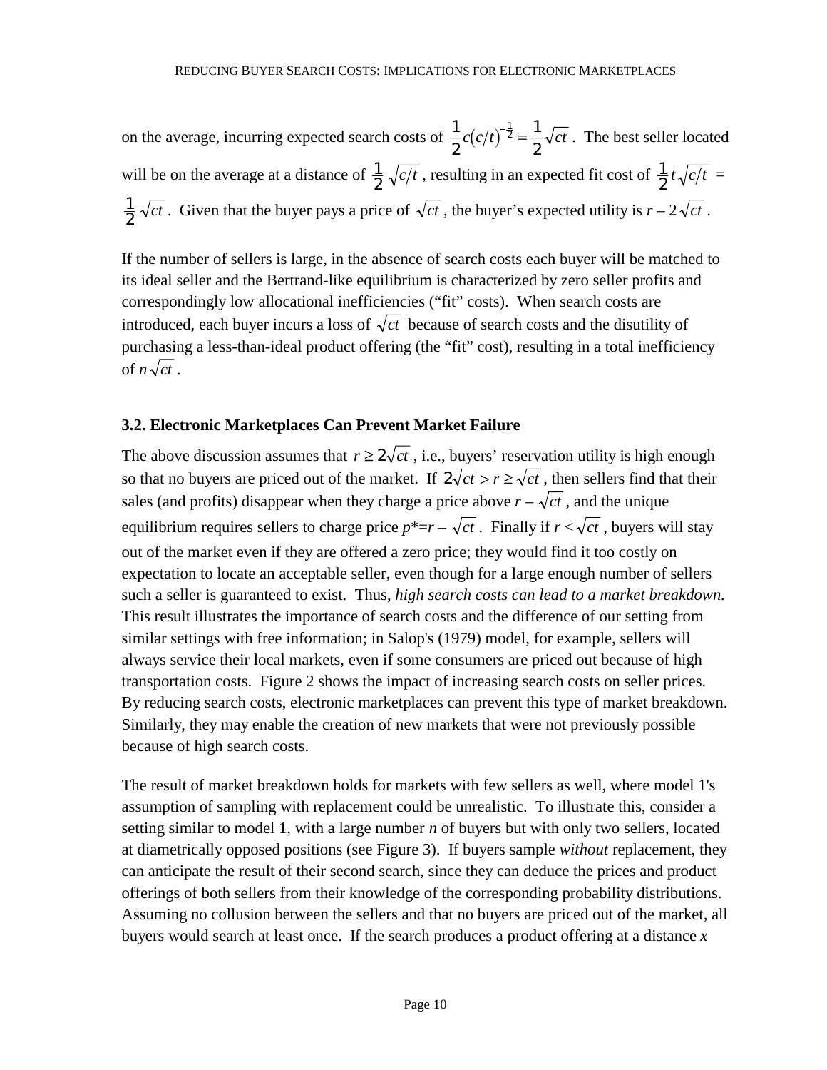on the average, incurring expected search costs of $\frac{1}{2}c(c/t)^{-\frac{1}{2}} = \frac{1}{2}\sqrt{ct}$. The best seller located will be on the average at a distance of $\frac{1}{2}\sqrt{c/t}$, resulting in an expected fit cost of $\frac{1}{2}t\sqrt{c/t}$ = $\frac{1}{2}\sqrt{ct}$. Given that the buyer pays a price of $\sqrt{ct}$, the buyer's expected utility is $r - 2\sqrt{ct}$.

If the number of sellers is large, in the absence of search costs each buyer will be matched to its ideal seller and the Bertrand-like equilibrium is characterized by zero seller profits and correspondingly low allocational inefficiencies ("fit" costs). When search costs are introduced, each buyer incurs a loss of $\sqrt{ct}$ because of search costs and the disutility of purchasing a less-than-ideal product offering (the "fit" cost), resulting in a total inefficiency of $n\sqrt{ct}$.

### 3.2. Electronic Marketplaces Can Prevent Market Failure

The above discussion assumes that $r \geq 2\sqrt{ct}$, i.e., buyers' reservation utility is high enough so that no buyers are priced out of the market. If $2\sqrt{ct} > r \geq \sqrt{ct}$, then sellers find that their sales (and profits) disappear when they charge a price above $r - \sqrt{ct}$, and the unique equilibrium requires sellers to charge price $p^{*}=r - \sqrt{ct}$. Finally if $r < \sqrt{ct}$, buyers will stay out of the market even if they are offered a zero price; they would find it too costly on expectation to locate an acceptable seller, even though for a large enough number of sellers such a seller is guaranteed to exist. Thus, *high search costs can lead to a market breakdown.* This result illustrates the importance of search costs and the difference of our setting from similar settings with free information; in Salop's (1979) model, for example, sellers will always service their local markets, even if some consumers are priced out because of high transportation costs. Figure 2 shows the impact of increasing search costs on seller prices. By reducing search costs, electronic marketplaces can prevent this type of market breakdown. Similarly, they may enable the creation of new markets that were not previously possible because of high search costs.

The result of market breakdown holds for markets with few sellers as well, where model 1's assumption of sampling with replacement could be unrealistic. To illustrate this, consider a setting similar to model 1, with a large number $n$ of buyers but with only two sellers, located at diametrically opposed positions (see Figure 3). If buyers sample *without* replacement, they can anticipate the result of their second search, since they can deduce the prices and product offerings of both sellers from their knowledge of the corresponding probability distributions. Assuming no collusion between the sellers and that no buyers are priced out of the market, all buyers would search at least once. If the search produces a product offering at a distance $x$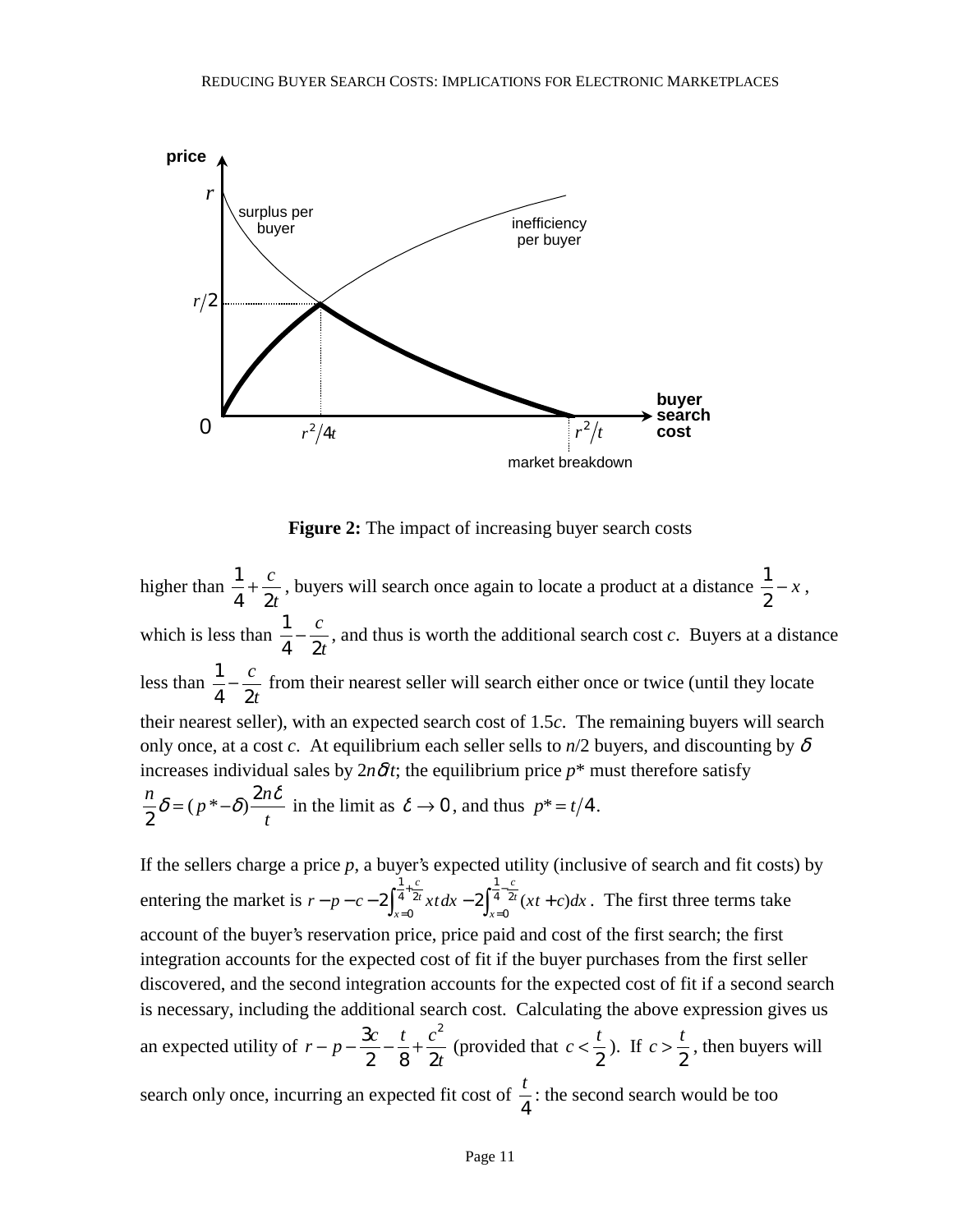**Figure 2:** The impact of increasing buyer search costs

higher than $\frac{1}{4}+\frac{c}{2t}$, buyers will search once again to locate a product at a distance $\frac{1}{2}-x$, which is less than $\frac{1}{4}-\frac{c}{2t}$, and thus is worth the additional search cost *c*. Buyers at a distance less than $\frac{1}{4}-\frac{c}{2t}$ from their nearest seller will search either once or twice (until they locate their nearest seller), with an expected search cost of 1.5*c*. The remaining buyers will search only once, at a cost *c*. At equilibrium each seller sells to *n*/2 buyers, and discounting by $\delta$ increases individual sales by $2n\delta/t$; the equilibrium price $p^*$ must therefore satisfy $\frac{n}{2}\delta = (p^* - \delta)\frac{2n\delta}{t}$ in the limit as $\delta \to 0$, and thus $p^* = t/4$.

If the sellers charge a price *p*, a buyer's expected utility (inclusive of search and fit costs) by entering the market is $r - p - c - 2\int_{x=0}^{\frac{1}{4}+\frac{c}{2t}} xt\,dx - 2\int_{x=0}^{\frac{1}{4}-\frac{c}{2t}} (xt + c)dx$. The first three terms take account of the buyer's reservation price, price paid and cost of the first search; the first integration accounts for the expected cost of fit if the buyer purchases from the first seller discovered, and the second integration accounts for the expected cost of fit if a second search is necessary, including the additional search cost. Calculating the above expression gives us an expected utility of $r - p - \frac{3c}{2} - \frac{t}{8} + \frac{c^2}{2t}$ (provided that $c < \frac{t}{2}$). If $c > \frac{t}{2}$, then buyers will search only once, incurring an expected fit cost of $\frac{t}{4}$: the second search would be too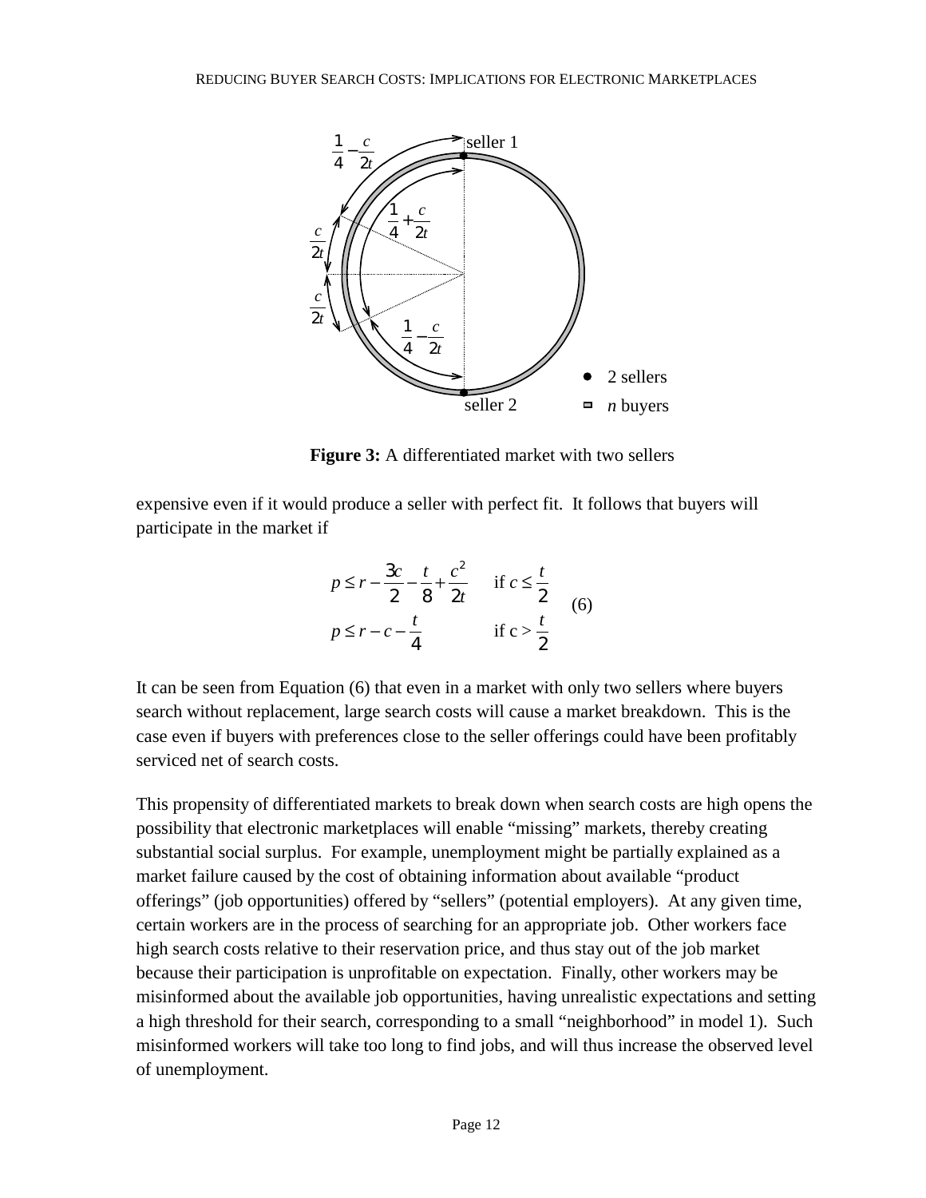**Figure 3:** A differentiated market with two sellers

expensive even if it would produce a seller with perfect fit. It follows that buyers will participate in the market if

$$
\begin{aligned}
p &\le r - \frac{3c}{2} - \frac{t}{8} + \frac{c^2}{2t} \qquad \text{if } c \le \frac{t}{2} \\
p &\le r - c - \frac{t}{4} \qquad\qquad\quad \text{if c} > \frac{t}{2}
\end{aligned}
\qquad (6)
$$

It can be seen from Equation (6) that even in a market with only two sellers where buyers search without replacement, large search costs will cause a market breakdown. This is the case even if buyers with preferences close to the seller offerings could have been profitably serviced net of search costs.

This propensity of differentiated markets to break down when search costs are high opens the possibility that electronic marketplaces will enable "missing" markets, thereby creating substantial social surplus. For example, unemployment might be partially explained as a market failure caused by the cost of obtaining information about available "product offerings" (job opportunities) offered by "sellers" (potential employers). At any given time, certain workers are in the process of searching for an appropriate job. Other workers face high search costs relative to their reservation price, and thus stay out of the job market because their participation is unprofitable on expectation. Finally, other workers may be misinformed about the available job opportunities, having unrealistic expectations and setting a high threshold for their search, corresponding to a small "neighborhood" in model 1). Such misinformed workers will take too long to find jobs, and will thus increase the observed level of unemployment.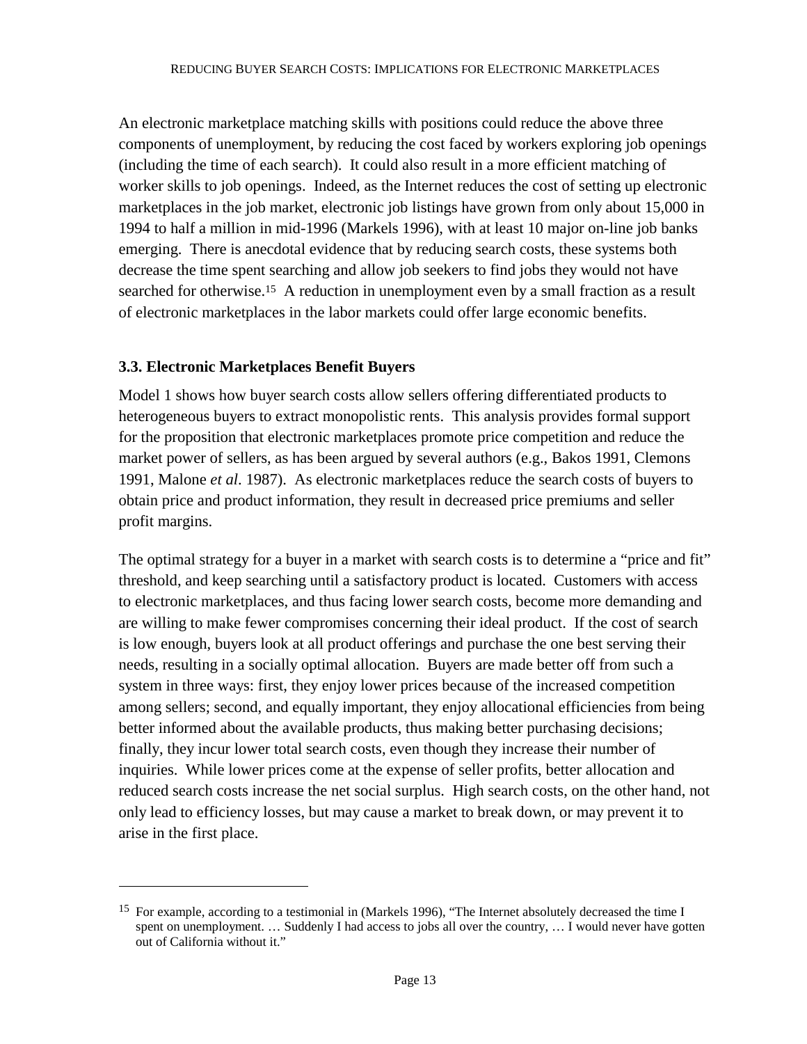An electronic marketplace matching skills with positions could reduce the above three components of unemployment, by reducing the cost faced by workers exploring job openings (including the time of each search). It could also result in a more efficient matching of worker skills to job openings. Indeed, as the Internet reduces the cost of setting up electronic marketplaces in the job market, electronic job listings have grown from only about 15,000 in 1994 to half a million in mid-1996 (Markels 1996), with at least 10 major on-line job banks emerging. There is anecdotal evidence that by reducing search costs, these systems both decrease the time spent searching and allow job seekers to find jobs they would not have searched for otherwise.[15] A reduction in unemployment even by a small fraction as a result of electronic marketplaces in the labor markets could offer large economic benefits.

### 3.3. Electronic Marketplaces Benefit Buyers

Model 1 shows how buyer search costs allow sellers offering differentiated products to heterogeneous buyers to extract monopolistic rents. This analysis provides formal support for the proposition that electronic marketplaces promote price competition and reduce the market power of sellers, as has been argued by several authors (e.g., Bakos 1991, Clemons 1991, Malone *et al*. 1987). As electronic marketplaces reduce the search costs of buyers to obtain price and product information, they result in decreased price premiums and seller profit margins.

The optimal strategy for a buyer in a market with search costs is to determine a "price and fit" threshold, and keep searching until a satisfactory product is located. Customers with access to electronic marketplaces, and thus facing lower search costs, become more demanding and are willing to make fewer compromises concerning their ideal product. If the cost of search is low enough, buyers look at all product offerings and purchase the one best serving their needs, resulting in a socially optimal allocation. Buyers are made better off from such a system in three ways: first, they enjoy lower prices because of the increased competition among sellers; second, and equally important, they enjoy allocational efficiencies from being better informed about the available products, thus making better purchasing decisions; finally, they incur lower total search costs, even though they increase their number of inquiries. While lower prices come at the expense of seller profits, better allocation and reduced search costs increase the net social surplus. High search costs, on the other hand, not only lead to efficiency losses, but may cause a market to break down, or may prevent it to arise in the first place.

---

[15] For example, according to a testimonial in (Markels 1996), "The Internet absolutely decreased the time I spent on unemployment. … Suddenly I had access to jobs all over the country, … I would never have gotten out of California without it."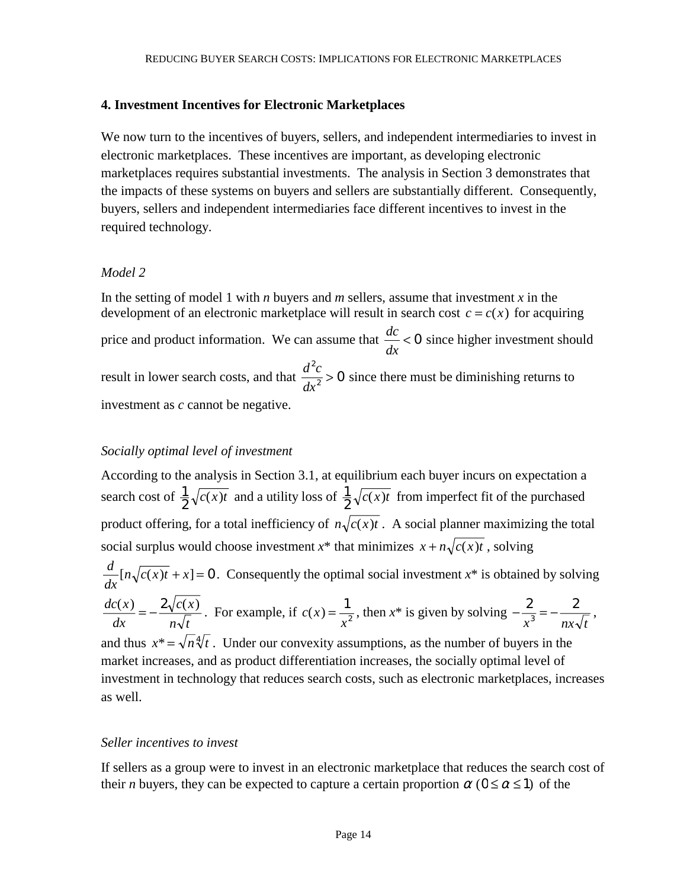## 4. Investment Incentives for Electronic Marketplaces

We now turn to the incentives of buyers, sellers, and independent intermediaries to invest in electronic marketplaces. These incentives are important, as developing electronic marketplaces requires substantial investments. The analysis in Section 3 demonstrates that the impacts of these systems on buyers and sellers are substantially different. Consequently, buyers, sellers and independent intermediaries face different incentives to invest in the required technology.

*Model 2*

In the setting of model 1 with *n* buyers and *m* sellers, assume that investment *x* in the development of an electronic marketplace will result in search cost $c = c(x)$ for acquiring price and product information. We can assume that $\frac{dc}{dx} < 0$ since higher investment should result in lower search costs, and that $\frac{d^2c}{dx^2} > 0$ since there must be diminishing returns to investment as *c* cannot be negative.

*Socially optimal level of investment*

According to the analysis in Section 3.1, at equilibrium each buyer incurs on expectation a search cost of $\frac{1}{2}\sqrt{c(x)t}$ and a utility loss of $\frac{1}{2}\sqrt{c(x)t}$ from imperfect fit of the purchased product offering, for a total inefficiency of $n\sqrt{c(x)t}$. A social planner maximizing the total social surplus would choose investment *x*\* that minimizes $x + n\sqrt{c(x)t}$, solving $\frac{d}{dx}[n\sqrt{c(x)t} + x] = 0$. Consequently the optimal social investment *x*\* is obtained by solving $\frac{dc(x)}{dx} = -\frac{2\sqrt{c(x)}}{n\sqrt{t}}$. For example, if $c(x) = \frac{1}{x^2}$, then *x*\* is given by solving $-\frac{2}{x^3} = -\frac{2}{nx\sqrt{t}}$, and thus $x^* = \sqrt{n}\sqrt[4]{t}$. Under our convexity assumptions, as the number of buyers in the market increases, and as product differentiation increases, the socially optimal level of investment in technology that reduces search costs, such as electronic marketplaces, increases as well.

*Seller incentives to invest*

If sellers as a group were to invest in an electronic marketplace that reduces the search cost of their *n* buyers, they can be expected to capture a certain proportion $\alpha$ $(0 \le \alpha \le 1)$ of the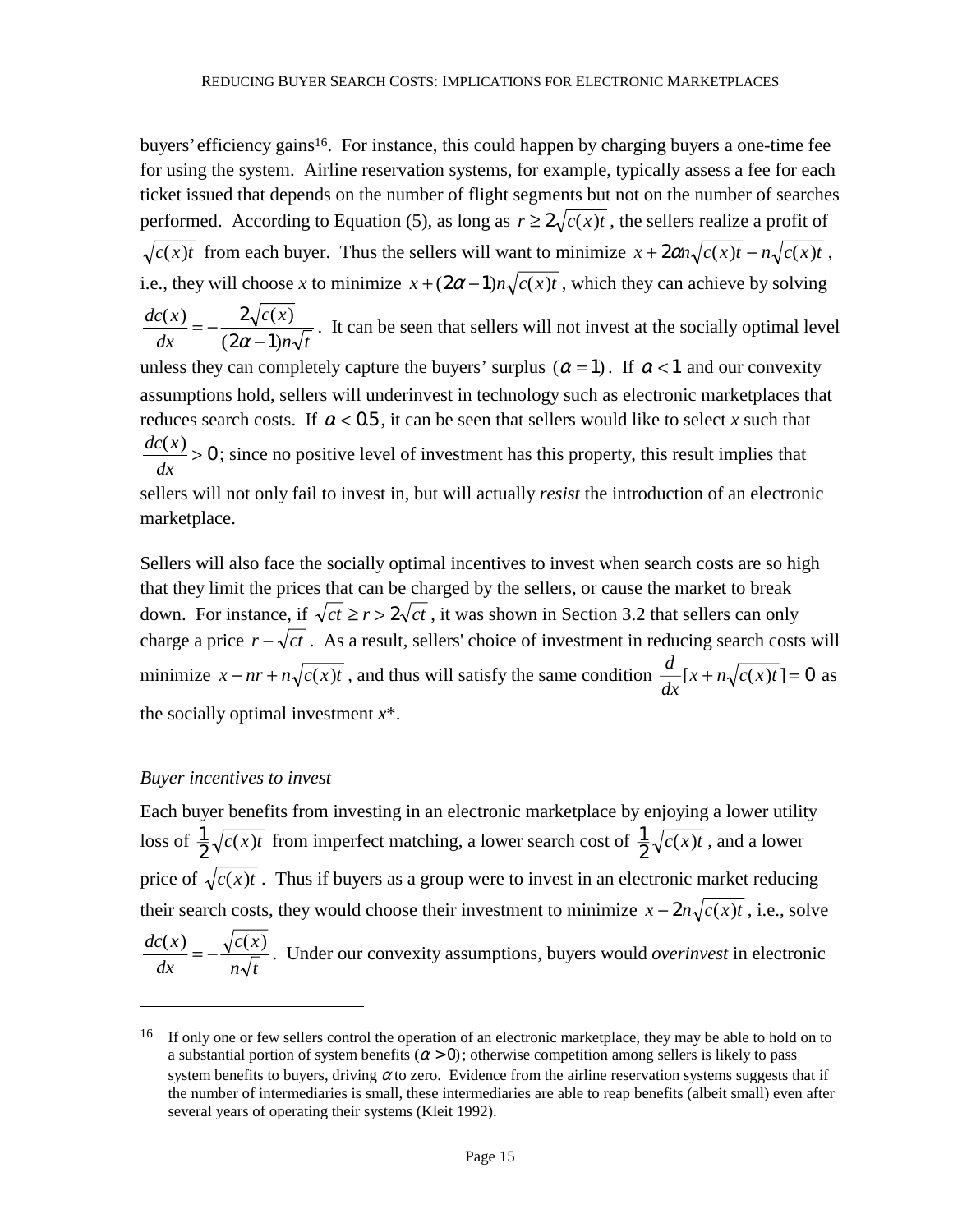buyers' efficiency gains[16]. For instance, this could happen by charging buyers a one-time fee for using the system. Airline reservation systems, for example, typically assess a fee for each ticket issued that depends on the number of flight segments but not on the number of searches performed. According to Equation (5), as long as $r \geq 2\sqrt{c(x)t}$, the sellers realize a profit of $\sqrt{c(x)t}$ from each buyer. Thus the sellers will want to minimize $x + 2\alpha n\sqrt{c(x)t} - n\sqrt{c(x)t}$, i.e., they will choose *x* to minimize $x + (2\alpha - 1)n\sqrt{c(x)t}$, which they can achieve by solving $\frac{dc(x)}{dx} = -\frac{2\sqrt{c(x)}}{(2\alpha - 1)n\sqrt{t}}$. It can be seen that sellers will not invest at the socially optimal level unless they can completely capture the buyers' surplus $(\alpha = 1)$. If $\alpha < 1$ and our convexity assumptions hold, sellers will underinvest in technology such as electronic marketplaces that reduces search costs. If $\alpha < 0.5$, it can be seen that sellers would like to select *x* such that $\frac{dc(x)}{dx} > 0$; since no positive level of investment has this property, this result implies that sellers will not only fail to invest in, but will actually *resist* the introduction of an electronic marketplace.

Sellers will also face the socially optimal incentives to invest when search costs are so high that they limit the prices that can be charged by the sellers, or cause the market to break down. For instance, if $\sqrt{ct} \geq r > 2\sqrt{ct}$, it was shown in Section 3.2 that sellers can only charge a price $r - \sqrt{ct}$. As a result, sellers' choice of investment in reducing search costs will minimize $x - nr + n\sqrt{c(x)t}$, and thus will satisfy the same condition $\frac{d}{dx}[x + n\sqrt{c(x)t}] = 0$ as the socially optimal investment *x*\*.

*Buyer incentives to invest*

Each buyer benefits from investing in an electronic marketplace by enjoying a lower utility loss of $\frac{1}{2}\sqrt{c(x)t}$ from imperfect matching, a lower search cost of $\frac{1}{2}\sqrt{c(x)t}$, and a lower price of $\sqrt{c(x)t}$. Thus if buyers as a group were to invest in an electronic market reducing their search costs, they would choose their investment to minimize $x - 2n\sqrt{c(x)t}$, i.e., solve $\frac{dc(x)}{dx} = -\frac{\sqrt{c(x)}}{n\sqrt{t}}$. Under our convexity assumptions, buyers would *overinvest* in electronic

---

[16] If only one or few sellers control the operation of an electronic marketplace, they may be able to hold on to a substantial portion of system benefits ($\alpha > 0$); otherwise competition among sellers is likely to pass system benefits to buyers, driving $\alpha$ to zero. Evidence from the airline reservation systems suggests that if the number of intermediaries is small, these intermediaries are able to reap benefits (albeit small) even after several years of operating their systems (Kleit 1992).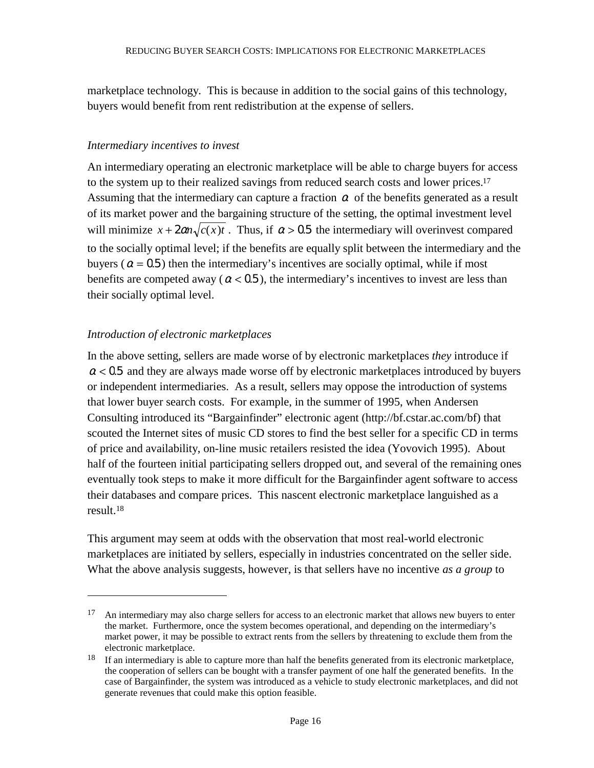marketplace technology. This is because in addition to the social gains of this technology, buyers would benefit from rent redistribution at the expense of sellers.

*Intermediary incentives to invest*

An intermediary operating an electronic marketplace will be able to charge buyers for access to the system up to their realized savings from reduced search costs and lower prices.[17] Assuming that the intermediary can capture a fraction $\alpha$ of the benefits generated as a result of its market power and the bargaining structure of the setting, the optimal investment level will minimize $x + 2\alpha n\sqrt{c(x)t}$ . Thus, if $\alpha > 0.5$ the intermediary will overinvest compared to the socially optimal level; if the benefits are equally split between the intermediary and the buyers ( $\alpha = 0.5$ ) then the intermediary's incentives are socially optimal, while if most benefits are competed away ( $\alpha < 0.5$ ), the intermediary's incentives to invest are less than their socially optimal level.

*Introduction of electronic marketplaces*

In the above setting, sellers are made worse of by electronic marketplaces *they* introduce if $\alpha < 0.5$ and they are always made worse off by electronic marketplaces introduced by buyers or independent intermediaries. As a result, sellers may oppose the introduction of systems that lower buyer search costs. For example, in the summer of 1995, when Andersen Consulting introduced its "Bargainfinder" electronic agent (http://bf.cstar.ac.com/bf) that scouted the Internet sites of music CD stores to find the best seller for a specific CD in terms of price and availability, on-line music retailers resisted the idea (Yovovich 1995). About half of the fourteen initial participating sellers dropped out, and several of the remaining ones eventually took steps to make it more difficult for the Bargainfinder agent software to access their databases and compare prices. This nascent electronic marketplace languished as a result.[18]

This argument may seem at odds with the observation that most real-world electronic marketplaces are initiated by sellers, especially in industries concentrated on the seller side. What the above analysis suggests, however, is that sellers have no incentive *as a group* to

---

[17] An intermediary may also charge sellers for access to an electronic market that allows new buyers to enter the market. Furthermore, once the system becomes operational, and depending on the intermediary's market power, it may be possible to extract rents from the sellers by threatening to exclude them from the electronic marketplace.

[18] If an intermediary is able to capture more than half the benefits generated from its electronic marketplace, the cooperation of sellers can be bought with a transfer payment of one half the generated benefits. In the case of Bargainfinder, the system was introduced as a vehicle to study electronic marketplaces, and did not generate revenues that could make this option feasible.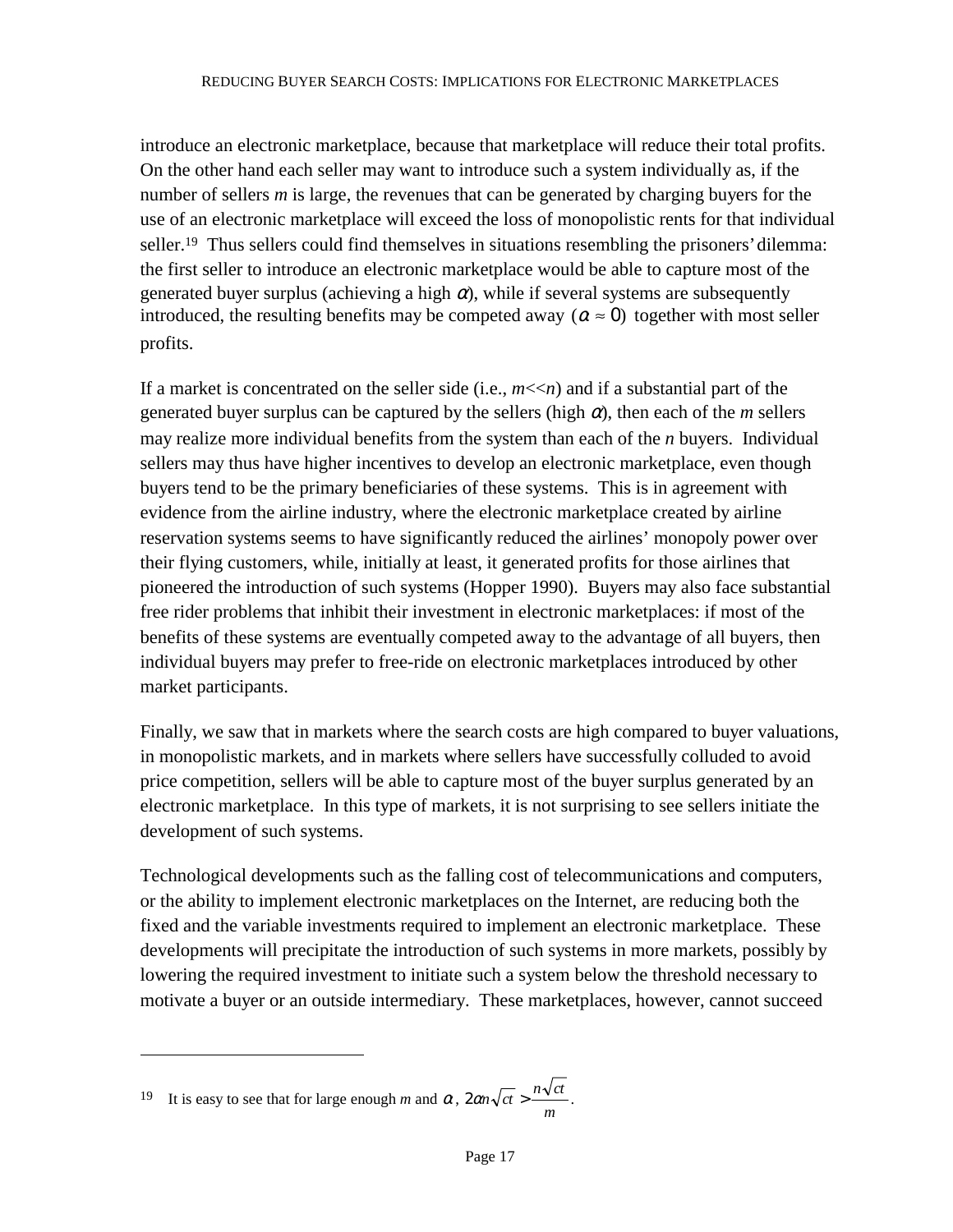introduce an electronic marketplace, because that marketplace will reduce their total profits. On the other hand each seller may want to introduce such a system individually as, if the number of sellers $m$ is large, the revenues that can be generated by charging buyers for the use of an electronic marketplace will exceed the loss of monopolistic rents for that individual seller.[19] Thus sellers could find themselves in situations resembling the prisoners' dilemma: the first seller to introduce an electronic marketplace would be able to capture most of the generated buyer surplus (achieving a high $\alpha$), while if several systems are subsequently introduced, the resulting benefits may be competed away ($\alpha \approx 0$) together with most seller profits.

If a market is concentrated on the seller side (i.e., $m \ll n$) and if a substantial part of the generated buyer surplus can be captured by the sellers (high $\alpha$), then each of the $m$ sellers may realize more individual benefits from the system than each of the $n$ buyers. Individual sellers may thus have higher incentives to develop an electronic marketplace, even though buyers tend to be the primary beneficiaries of these systems. This is in agreement with evidence from the airline industry, where the electronic marketplace created by airline reservation systems seems to have significantly reduced the airlines' monopoly power over their flying customers, while, initially at least, it generated profits for those airlines that pioneered the introduction of such systems (Hopper 1990). Buyers may also face substantial free rider problems that inhibit their investment in electronic marketplaces: if most of the benefits of these systems are eventually competed away to the advantage of all buyers, then individual buyers may prefer to free-ride on electronic marketplaces introduced by other market participants.

Finally, we saw that in markets where the search costs are high compared to buyer valuations, in monopolistic markets, and in markets where sellers have successfully colluded to avoid price competition, sellers will be able to capture most of the buyer surplus generated by an electronic marketplace. In this type of markets, it is not surprising to see sellers initiate the development of such systems.

Technological developments such as the falling cost of telecommunications and computers, or the ability to implement electronic marketplaces on the Internet, are reducing both the fixed and the variable investments required to implement an electronic marketplace. These developments will precipitate the introduction of such systems in more markets, possibly by lowering the required investment to initiate such a system below the threshold necessary to motivate a buyer or an outside intermediary. These marketplaces, however, cannot succeed

[19] It is easy to see that for large enough $m$ and $\alpha$, $2\alpha n\sqrt{ct} > \frac{n\sqrt{ct}}{m}$.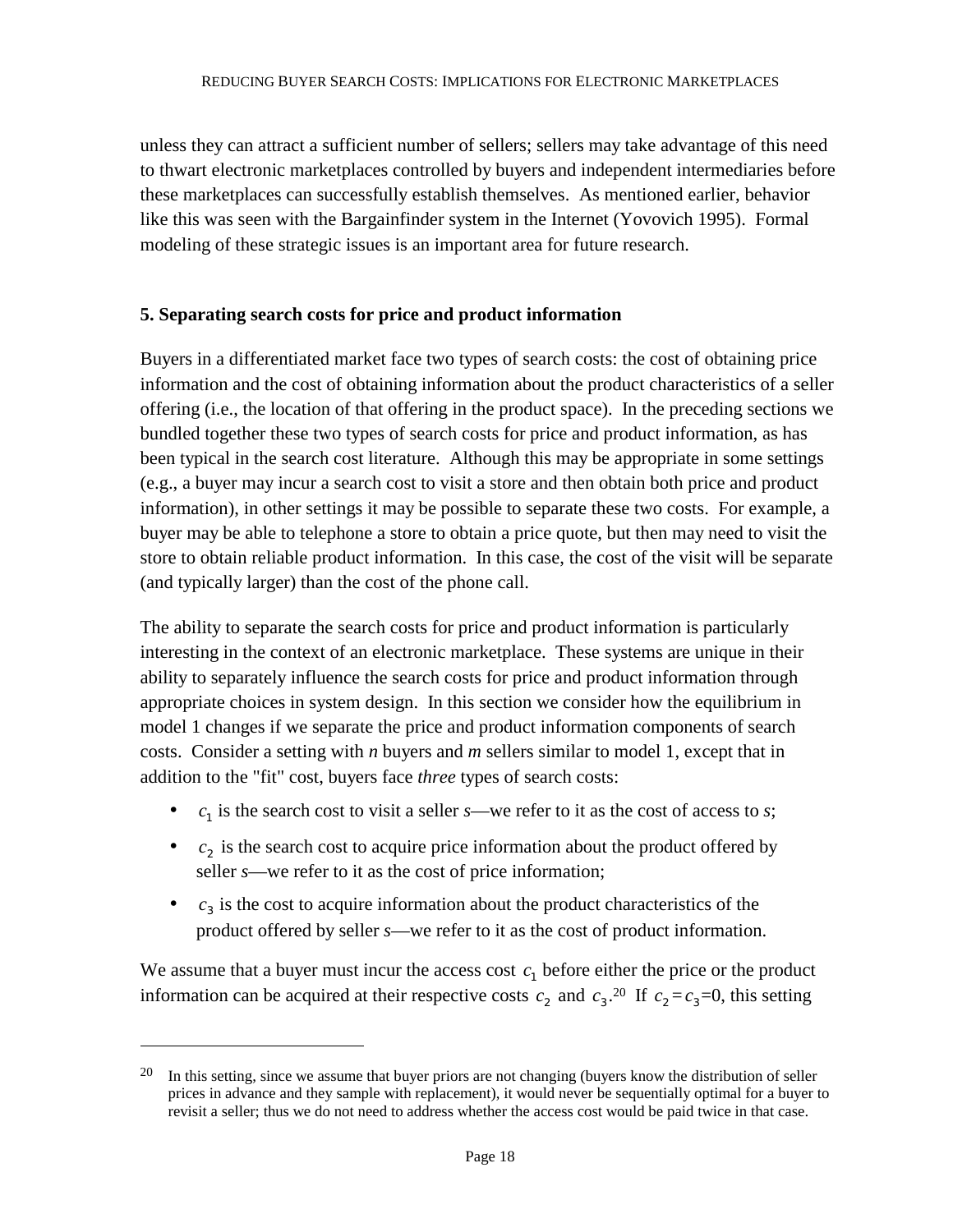unless they can attract a sufficient number of sellers; sellers may take advantage of this need to thwart electronic marketplaces controlled by buyers and independent intermediaries before these marketplaces can successfully establish themselves. As mentioned earlier, behavior like this was seen with the Bargainfinder system in the Internet (Yovovich 1995). Formal modeling of these strategic issues is an important area for future research.

## 5. Separating search costs for price and product information

Buyers in a differentiated market face two types of search costs: the cost of obtaining price information and the cost of obtaining information about the product characteristics of a seller offering (i.e., the location of that offering in the product space). In the preceding sections we bundled together these two types of search costs for price and product information, as has been typical in the search cost literature. Although this may be appropriate in some settings (e.g., a buyer may incur a search cost to visit a store and then obtain both price and product information), in other settings it may be possible to separate these two costs. For example, a buyer may be able to telephone a store to obtain a price quote, but then may need to visit the store to obtain reliable product information. In this case, the cost of the visit will be separate (and typically larger) than the cost of the phone call.

The ability to separate the search costs for price and product information is particularly interesting in the context of an electronic marketplace. These systems are unique in their ability to separately influence the search costs for price and product information through appropriate choices in system design. In this section we consider how the equilibrium in model 1 changes if we separate the price and product information components of search costs. Consider a setting with *n* buyers and *m* sellers similar to model 1, except that in addition to the "fit" cost, buyers face *three* types of search costs:

- $c_1$ is the search cost to visit a seller *s*—we refer to it as the cost of access to *s*;
- $c_2$ is the search cost to acquire price information about the product offered by seller *s*—we refer to it as the cost of price information;
- $c_3$ is the cost to acquire information about the product characteristics of the product offered by seller *s*—we refer to it as the cost of product information.

We assume that a buyer must incur the access cost $c_1$ before either the price or the product information can be acquired at their respective costs $c_2$ and $c_3$.[20] If $c_2 = c_3 = 0$, this setting

[20] In this setting, since we assume that buyer priors are not changing (buyers know the distribution of seller prices in advance and they sample with replacement), it would never be sequentially optimal for a buyer to revisit a seller; thus we do not need to address whether the access cost would be paid twice in that case.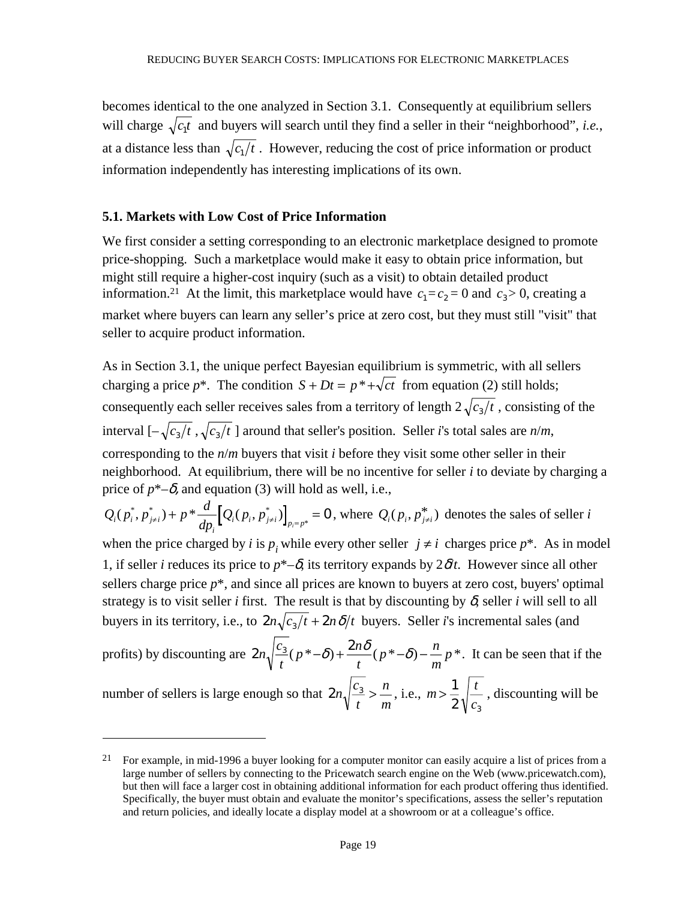becomes identical to the one analyzed in Section 3.1. Consequently at equilibrium sellers will charge $\sqrt{c_1 t}$ and buyers will search until they find a seller in their "neighborhood", *i.e.*, at a distance less than $\sqrt{c_1/t}$. However, reducing the cost of price information or product information independently has interesting implications of its own.

### 5.1. Markets with Low Cost of Price Information

We first consider a setting corresponding to an electronic marketplace designed to promote price-shopping. Such a marketplace would make it easy to obtain price information, but might still require a higher-cost inquiry (such as a visit) to obtain detailed product information.[21] At the limit, this marketplace would have $c_1 = c_2 = 0$ and $c_3 > 0$, creating a market where buyers can learn any seller's price at zero cost, but they must still "visit" that seller to acquire product information.

As in Section 3.1, the unique perfect Bayesian equilibrium is symmetric, with all sellers charging a price $p^*$. The condition $S + Dt = p^* + \sqrt{ct}$ from equation (2) still holds; consequently each seller receives sales from a territory of length $2\sqrt{c_3/t}$, consisting of the interval $[-\sqrt{c_3/t}\,, \sqrt{c_3/t}\,]$ around that seller's position. Seller *i*'s total sales are $n/m$, corresponding to the $n/m$ buyers that visit *i* before they visit some other seller in their neighborhood. At equilibrium, there will be no incentive for seller *i* to deviate by charging a price of $p^* - \delta$, and equation (3) will hold as well, i.e.,

$Q_i(p_i^*, p_{j\neq i}^*) + p^* \frac{d}{dp_i}\left[Q_i(p_i, p_{j\neq i}^*)\right]_{p_i = p^*} = 0$, where $Q_i(p_i, p_{j\neq i}^*)$ denotes the sales of seller *i* when the price charged by *i* is $p_i$ while every other seller $j \neq i$ charges price $p^*$. As in model 1, if seller *i* reduces its price to $p^* - \delta$, its territory expands by $2\delta/t$. However since all other sellers charge price $p^*$, and since all prices are known to buyers at zero cost, buyers' optimal strategy is to visit seller *i* first. The result is that by discounting by $\delta$, seller *i* will sell to all buyers in its territory, i.e., to $2n\sqrt{c_3/t} + 2n\delta/t$ buyers. Seller *i*'s incremental sales (and profits) by discounting are $2n\sqrt{\frac{c_3}{t}}(p^* - \delta) + \frac{2n\delta}{t}(p^* - \delta) - \frac{n}{m}p^*$. It can be seen that if the number of sellers is large enough so that $2n\sqrt{\frac{c_3}{t}} > \frac{n}{m}$, i.e., $m > \frac{1}{2}\sqrt{\frac{t}{c_3}}$, discounting will be

---

[21] For example, in mid-1996 a buyer looking for a computer monitor can easily acquire a list of prices from a large number of sellers by connecting to the Pricewatch search engine on the Web (www.pricewatch.com), but then will face a larger cost in obtaining additional information for each product offering thus identified. Specifically, the buyer must obtain and evaluate the monitor's specifications, assess the seller's reputation and return policies, and ideally locate a display model at a showroom or at a colleague's office.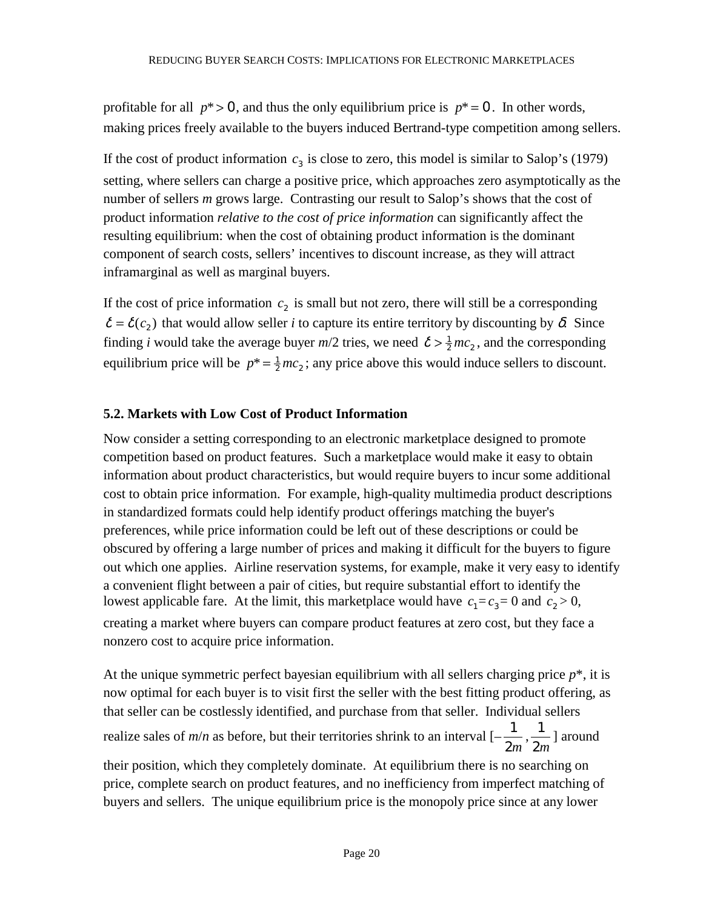profitable for all $p^* > 0$, and thus the only equilibrium price is $p^* = 0$. In other words, making prices freely available to the buyers induced Bertrand-type competition among sellers.

If the cost of product information $c_3$ is close to zero, this model is similar to Salop's (1979) setting, where sellers can charge a positive price, which approaches zero asymptotically as the number of sellers *m* grows large. Contrasting our result to Salop's shows that the cost of product information *relative to the cost of price information* can significantly affect the resulting equilibrium: when the cost of obtaining product information is the dominant component of search costs, sellers' incentives to discount increase, as they will attract inframarginal as well as marginal buyers.

If the cost of price information $c_2$ is small but not zero, there will still be a corresponding $\delta = \delta(c_2)$ that would allow seller *i* to capture its entire territory by discounting by $\delta$. Since finding *i* would take the average buyer *m*/2 tries, we need $\delta > \frac{1}{2} m c_2$, and the corresponding equilibrium price will be $p^* = \frac{1}{2} m c_2$; any price above this would induce sellers to discount.

### 5.2. Markets with Low Cost of Product Information

Now consider a setting corresponding to an electronic marketplace designed to promote competition based on product features. Such a marketplace would make it easy to obtain information about product characteristics, but would require buyers to incur some additional cost to obtain price information. For example, high-quality multimedia product descriptions in standardized formats could help identify product offerings matching the buyer's preferences, while price information could be left out of these descriptions or could be obscured by offering a large number of prices and making it difficult for the buyers to figure out which one applies. Airline reservation systems, for example, make it very easy to identify a convenient flight between a pair of cities, but require substantial effort to identify the lowest applicable fare. At the limit, this marketplace would have $c_1 = c_3 = 0$ and $c_2 > 0$, creating a market where buyers can compare product features at zero cost, but they face a nonzero cost to acquire price information.

At the unique symmetric perfect bayesian equilibrium with all sellers charging price *p*\*, it is now optimal for each buyer is to visit first the seller with the best fitting product offering, as that seller can be costlessly identified, and purchase from that seller. Individual sellers realize sales of *m*/*n* as before, but their territories shrink to an interval $[-\frac{1}{2m}, \frac{1}{2m}]$ around their position, which they completely dominate. At equilibrium there is no searching on price, complete search on product features, and no inefficiency from imperfect matching of buyers and sellers. The unique equilibrium price is the monopoly price since at any lower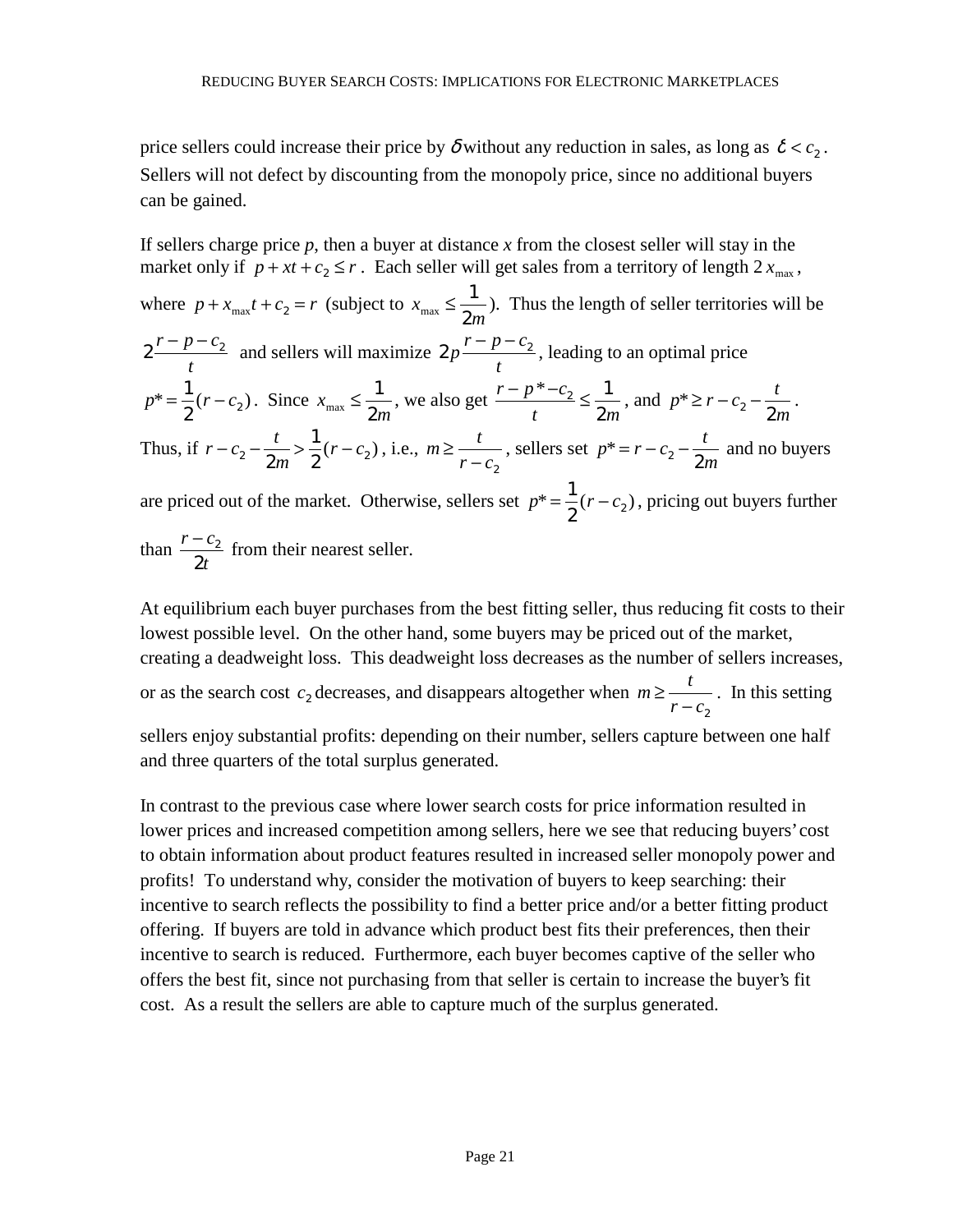price sellers could increase their price by $\delta$ without any reduction in sales, as long as $\delta < c_2$. Sellers will not defect by discounting from the monopoly price, since no additional buyers can be gained.

If sellers charge price *p*, then a buyer at distance *x* from the closest seller will stay in the market only if $p + xt + c_2 \le r$. Each seller will get sales from a territory of length 2 $x_{\max}$, where $p + x_{\max}t + c_2 = r$ (subject to $x_{\max} \le \frac{1}{2m}$). Thus the length of seller territories will be $2\frac{r-p-c_2}{t}$ and sellers will maximize $2p\frac{r-p-c_2}{t}$, leading to an optimal price $p^* = \frac{1}{2}(r - c_2)$. Since $x_{\max} \le \frac{1}{2m}$, we also get $\frac{r-p^*-c_2}{t} \le \frac{1}{2m}$, and $p^* \ge r - c_2 - \frac{t}{2m}$. Thus, if $r - c_2 - \frac{t}{2m} > \frac{1}{2}(r - c_2)$, i.e., $m \ge \frac{t}{r - c_2}$, sellers set $p^* = r - c_2 - \frac{t}{2m}$ and no buyers are priced out of the market. Otherwise, sellers set $p^* = \frac{1}{2}(r - c_2)$, pricing out buyers further than $\frac{r-c_2}{2t}$ from their nearest seller.

At equilibrium each buyer purchases from the best fitting seller, thus reducing fit costs to their lowest possible level. On the other hand, some buyers may be priced out of the market, creating a deadweight loss. This deadweight loss decreases as the number of sellers increases, or as the search cost $c_2$ decreases, and disappears altogether when $m \ge \frac{t}{r - c_2}$. In this setting sellers enjoy substantial profits: depending on their number, sellers capture between one half and three quarters of the total surplus generated.

In contrast to the previous case where lower search costs for price information resulted in lower prices and increased competition among sellers, here we see that reducing buyers' cost to obtain information about product features resulted in increased seller monopoly power and profits! To understand why, consider the motivation of buyers to keep searching: their incentive to search reflects the possibility to find a better price and/or a better fitting product offering. If buyers are told in advance which product best fits their preferences, then their incentive to search is reduced. Furthermore, each buyer becomes captive of the seller who offers the best fit, since not purchasing from that seller is certain to increase the buyer's fit cost. As a result the sellers are able to capture much of the surplus generated.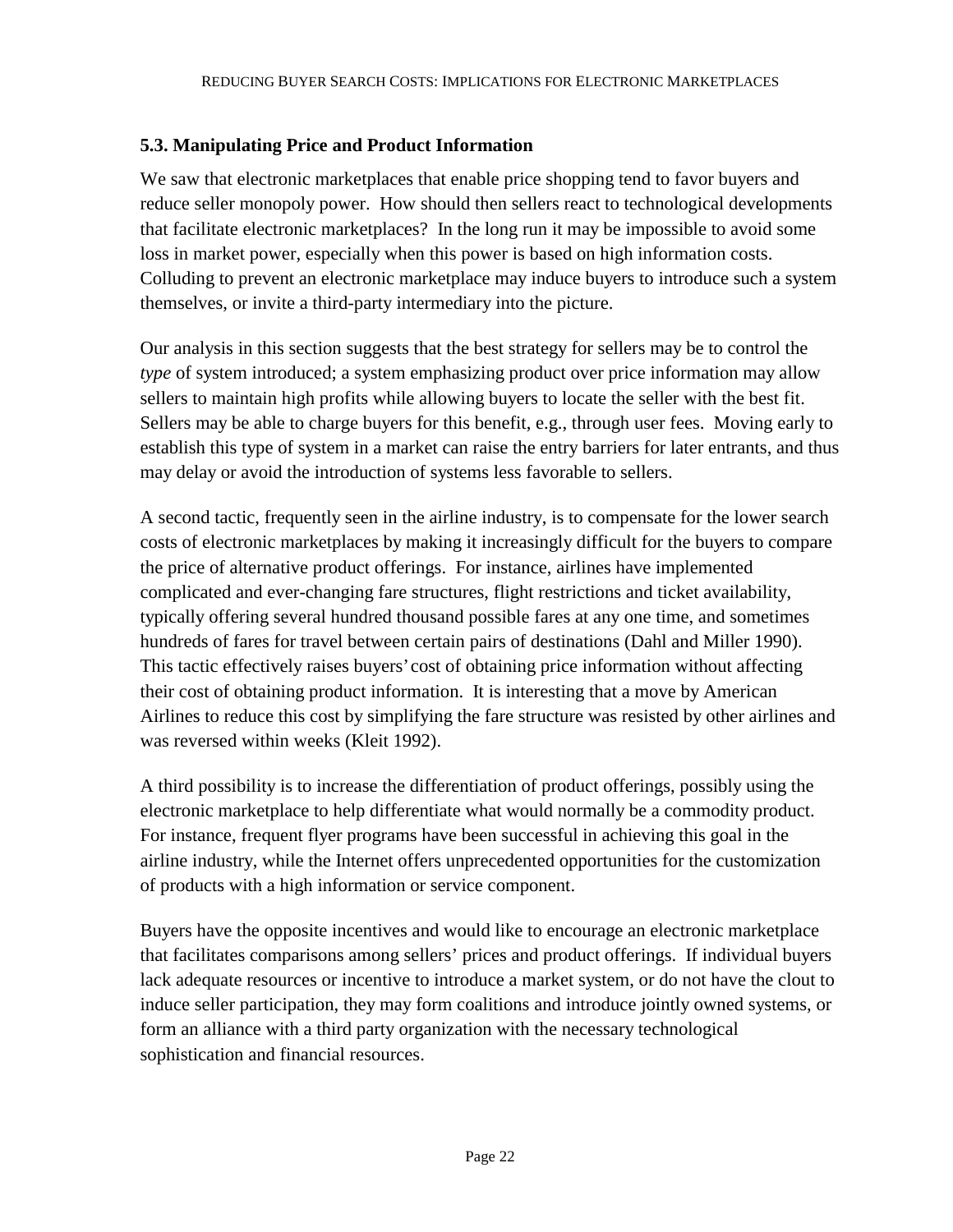### 5.3. Manipulating Price and Product Information

We saw that electronic marketplaces that enable price shopping tend to favor buyers and reduce seller monopoly power. How should then sellers react to technological developments that facilitate electronic marketplaces? In the long run it may be impossible to avoid some loss in market power, especially when this power is based on high information costs. Colluding to prevent an electronic marketplace may induce buyers to introduce such a system themselves, or invite a third-party intermediary into the picture.

Our analysis in this section suggests that the best strategy for sellers may be to control the *type* of system introduced; a system emphasizing product over price information may allow sellers to maintain high profits while allowing buyers to locate the seller with the best fit. Sellers may be able to charge buyers for this benefit, e.g., through user fees. Moving early to establish this type of system in a market can raise the entry barriers for later entrants, and thus may delay or avoid the introduction of systems less favorable to sellers.

A second tactic, frequently seen in the airline industry, is to compensate for the lower search costs of electronic marketplaces by making it increasingly difficult for the buyers to compare the price of alternative product offerings. For instance, airlines have implemented complicated and ever-changing fare structures, flight restrictions and ticket availability, typically offering several hundred thousand possible fares at any one time, and sometimes hundreds of fares for travel between certain pairs of destinations (Dahl and Miller 1990). This tactic effectively raises buyers' cost of obtaining price information without affecting their cost of obtaining product information. It is interesting that a move by American Airlines to reduce this cost by simplifying the fare structure was resisted by other airlines and was reversed within weeks (Kleit 1992).

A third possibility is to increase the differentiation of product offerings, possibly using the electronic marketplace to help differentiate what would normally be a commodity product. For instance, frequent flyer programs have been successful in achieving this goal in the airline industry, while the Internet offers unprecedented opportunities for the customization of products with a high information or service component.

Buyers have the opposite incentives and would like to encourage an electronic marketplace that facilitates comparisons among sellers' prices and product offerings. If individual buyers lack adequate resources or incentive to introduce a market system, or do not have the clout to induce seller participation, they may form coalitions and introduce jointly owned systems, or form an alliance with a third party organization with the necessary technological sophistication and financial resources.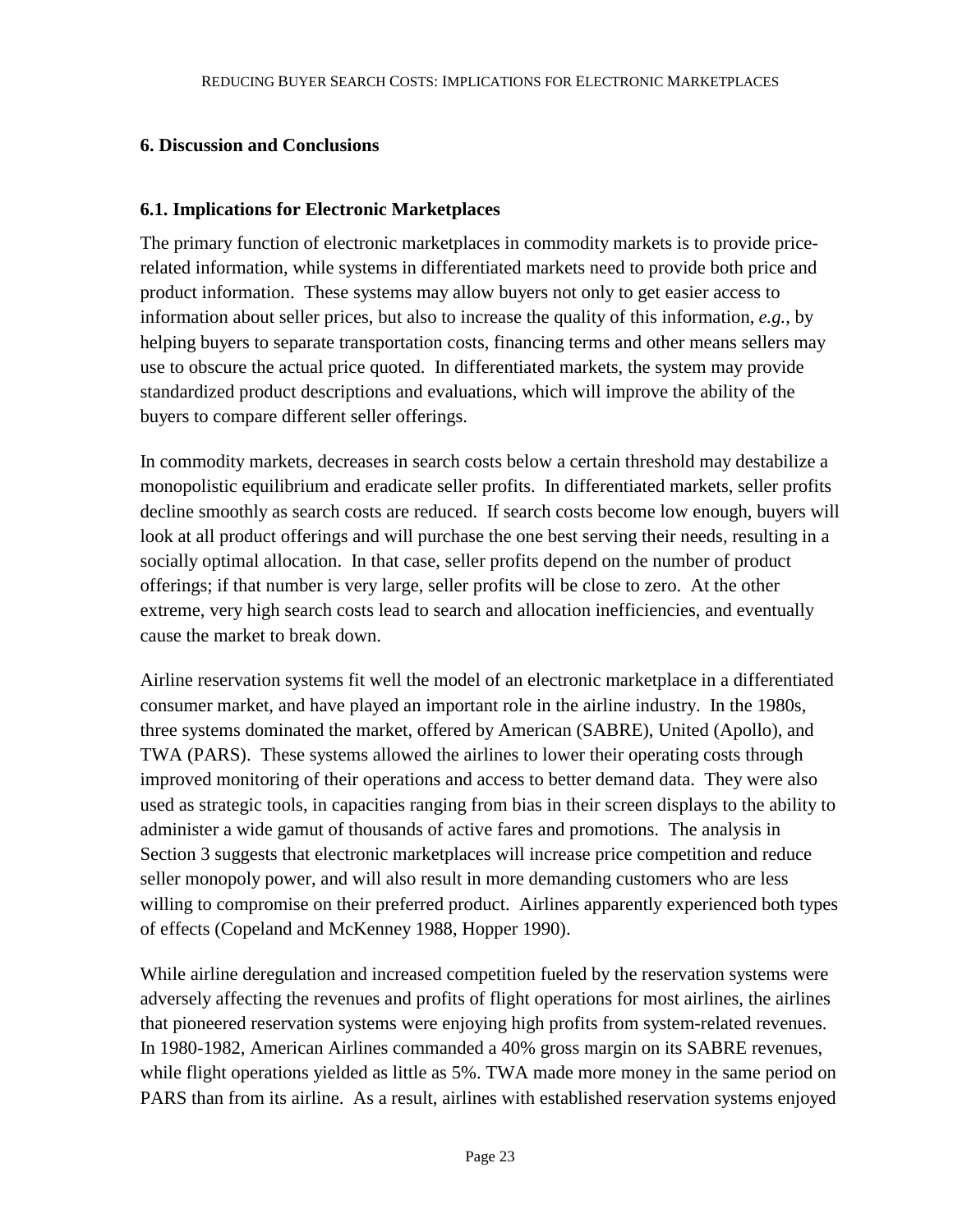## 6. Discussion and Conclusions

### 6.1. Implications for Electronic Marketplaces

The primary function of electronic marketplaces in commodity markets is to provide price-related information, while systems in differentiated markets need to provide both price and product information. These systems may allow buyers not only to get easier access to information about seller prices, but also to increase the quality of this information, *e.g.*, by helping buyers to separate transportation costs, financing terms and other means sellers may use to obscure the actual price quoted. In differentiated markets, the system may provide standardized product descriptions and evaluations, which will improve the ability of the buyers to compare different seller offerings.

In commodity markets, decreases in search costs below a certain threshold may destabilize a monopolistic equilibrium and eradicate seller profits. In differentiated markets, seller profits decline smoothly as search costs are reduced. If search costs become low enough, buyers will look at all product offerings and will purchase the one best serving their needs, resulting in a socially optimal allocation. In that case, seller profits depend on the number of product offerings; if that number is very large, seller profits will be close to zero. At the other extreme, very high search costs lead to search and allocation inefficiencies, and eventually cause the market to break down.

Airline reservation systems fit well the model of an electronic marketplace in a differentiated consumer market, and have played an important role in the airline industry. In the 1980s, three systems dominated the market, offered by American (SABRE), United (Apollo), and TWA (PARS). These systems allowed the airlines to lower their operating costs through improved monitoring of their operations and access to better demand data. They were also used as strategic tools, in capacities ranging from bias in their screen displays to the ability to administer a wide gamut of thousands of active fares and promotions. The analysis in Section 3 suggests that electronic marketplaces will increase price competition and reduce seller monopoly power, and will also result in more demanding customers who are less willing to compromise on their preferred product. Airlines apparently experienced both types of effects (Copeland and McKenney 1988, Hopper 1990).

While airline deregulation and increased competition fueled by the reservation systems were adversely affecting the revenues and profits of flight operations for most airlines, the airlines that pioneered reservation systems were enjoying high profits from system-related revenues. In 1980-1982, American Airlines commanded a 40% gross margin on its SABRE revenues, while flight operations yielded as little as 5%. TWA made more money in the same period on PARS than from its airline. As a result, airlines with established reservation systems enjoyed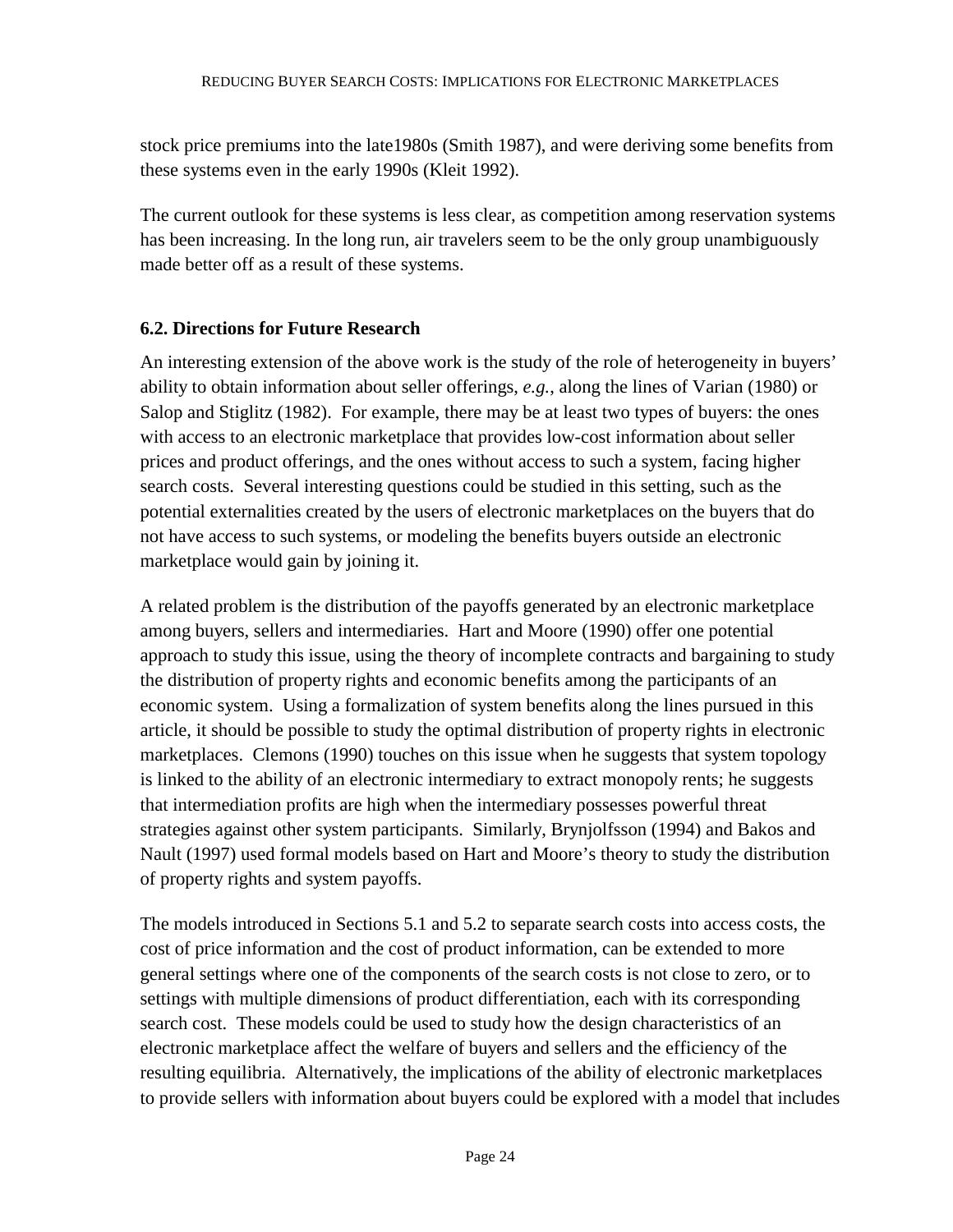stock price premiums into the late1980s (Smith 1987), and were deriving some benefits from these systems even in the early 1990s (Kleit 1992).

The current outlook for these systems is less clear, as competition among reservation systems has been increasing. In the long run, air travelers seem to be the only group unambiguously made better off as a result of these systems.

### 6.2. Directions for Future Research

An interesting extension of the above work is the study of the role of heterogeneity in buyers' ability to obtain information about seller offerings, *e.g.*, along the lines of Varian (1980) or Salop and Stiglitz (1982). For example, there may be at least two types of buyers: the ones with access to an electronic marketplace that provides low-cost information about seller prices and product offerings, and the ones without access to such a system, facing higher search costs. Several interesting questions could be studied in this setting, such as the potential externalities created by the users of electronic marketplaces on the buyers that do not have access to such systems, or modeling the benefits buyers outside an electronic marketplace would gain by joining it.

A related problem is the distribution of the payoffs generated by an electronic marketplace among buyers, sellers and intermediaries. Hart and Moore (1990) offer one potential approach to study this issue, using the theory of incomplete contracts and bargaining to study the distribution of property rights and economic benefits among the participants of an economic system. Using a formalization of system benefits along the lines pursued in this article, it should be possible to study the optimal distribution of property rights in electronic marketplaces. Clemons (1990) touches on this issue when he suggests that system topology is linked to the ability of an electronic intermediary to extract monopoly rents; he suggests that intermediation profits are high when the intermediary possesses powerful threat strategies against other system participants. Similarly, Brynjolfsson (1994) and Bakos and Nault (1997) used formal models based on Hart and Moore's theory to study the distribution of property rights and system payoffs.

The models introduced in Sections 5.1 and 5.2 to separate search costs into access costs, the cost of price information and the cost of product information, can be extended to more general settings where one of the components of the search costs is not close to zero, or to settings with multiple dimensions of product differentiation, each with its corresponding search cost. These models could be used to study how the design characteristics of an electronic marketplace affect the welfare of buyers and sellers and the efficiency of the resulting equilibria. Alternatively, the implications of the ability of electronic marketplaces to provide sellers with information about buyers could be explored with a model that includes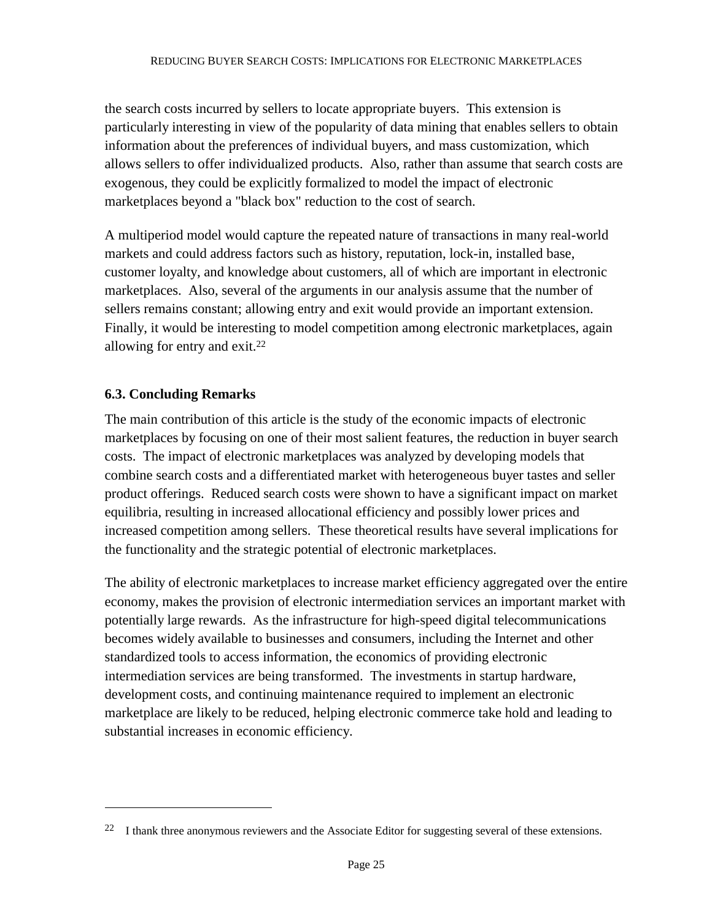the search costs incurred by sellers to locate appropriate buyers. This extension is particularly interesting in view of the popularity of data mining that enables sellers to obtain information about the preferences of individual buyers, and mass customization, which allows sellers to offer individualized products. Also, rather than assume that search costs are exogenous, they could be explicitly formalized to model the impact of electronic marketplaces beyond a "black box" reduction to the cost of search.

A multiperiod model would capture the repeated nature of transactions in many real-world markets and could address factors such as history, reputation, lock-in, installed base, customer loyalty, and knowledge about customers, all of which are important in electronic marketplaces. Also, several of the arguments in our analysis assume that the number of sellers remains constant; allowing entry and exit would provide an important extension. Finally, it would be interesting to model competition among electronic marketplaces, again allowing for entry and exit.[22]

### 6.3. Concluding Remarks

The main contribution of this article is the study of the economic impacts of electronic marketplaces by focusing on one of their most salient features, the reduction in buyer search costs. The impact of electronic marketplaces was analyzed by developing models that combine search costs and a differentiated market with heterogeneous buyer tastes and seller product offerings. Reduced search costs were shown to have a significant impact on market equilibria, resulting in increased allocational efficiency and possibly lower prices and increased competition among sellers. These theoretical results have several implications for the functionality and the strategic potential of electronic marketplaces.

The ability of electronic marketplaces to increase market efficiency aggregated over the entire economy, makes the provision of electronic intermediation services an important market with potentially large rewards. As the infrastructure for high-speed digital telecommunications becomes widely available to businesses and consumers, including the Internet and other standardized tools to access information, the economics of providing electronic intermediation services are being transformed. The investments in startup hardware, development costs, and continuing maintenance required to implement an electronic marketplace are likely to be reduced, helping electronic commerce take hold and leading to substantial increases in economic efficiency.

---

[22] I thank three anonymous reviewers and the Associate Editor for suggesting several of these extensions.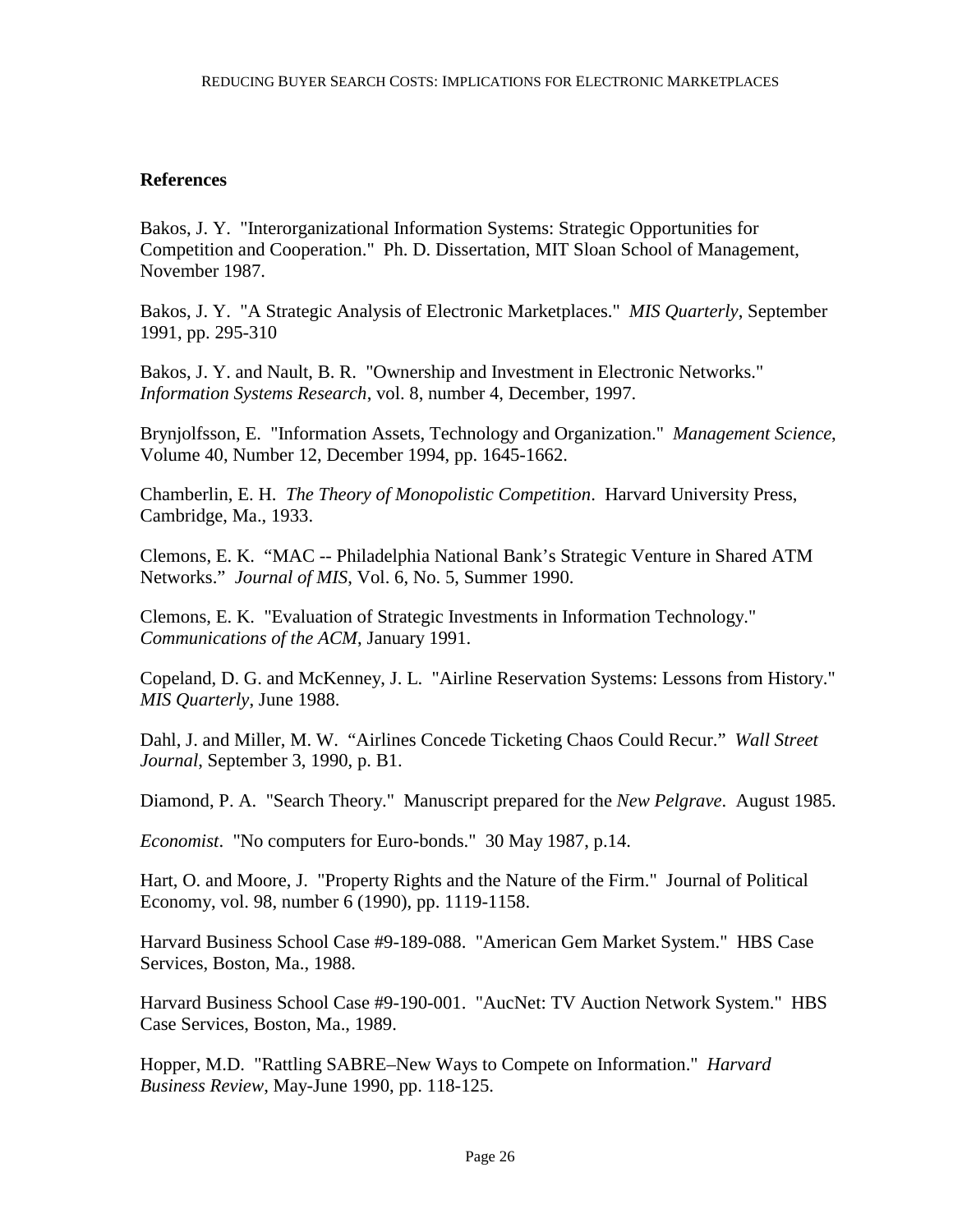## References

Bakos, J. Y. "Interorganizational Information Systems: Strategic Opportunities for Competition and Cooperation." Ph. D. Dissertation, MIT Sloan School of Management, November 1987.

Bakos, J. Y. "A Strategic Analysis of Electronic Marketplaces." *MIS Quarterly*, September 1991, pp. 295-310

Bakos, J. Y. and Nault, B. R. "Ownership and Investment in Electronic Networks." *Information Systems Research*, vol. 8, number 4, December, 1997.

Brynjolfsson, E. "Information Assets, Technology and Organization." *Management Science*, Volume 40, Number 12, December 1994, pp. 1645-1662.

Chamberlin, E. H. *The Theory of Monopolistic Competition*. Harvard University Press, Cambridge, Ma., 1933.

Clemons, E. K. "MAC -- Philadelphia National Bank's Strategic Venture in Shared ATM Networks." *Journal of MIS*, Vol. 6, No. 5, Summer 1990.

Clemons, E. K. "Evaluation of Strategic Investments in Information Technology." *Communications of the ACM*, January 1991.

Copeland, D. G. and McKenney, J. L. "Airline Reservation Systems: Lessons from History." *MIS Quarterly*, June 1988.

Dahl, J. and Miller, M. W. "Airlines Concede Ticketing Chaos Could Recur." *Wall Street Journal*, September 3, 1990, p. B1.

Diamond, P. A. "Search Theory." Manuscript prepared for the *New Pelgrave*. August 1985.

*Economist*. "No computers for Euro-bonds." 30 May 1987, p.14.

Hart, O. and Moore, J. "Property Rights and the Nature of the Firm." Journal of Political Economy, vol. 98, number 6 (1990), pp. 1119-1158.

Harvard Business School Case #9-189-088. "American Gem Market System." HBS Case Services, Boston, Ma., 1988.

Harvard Business School Case #9-190-001. "AucNet: TV Auction Network System." HBS Case Services, Boston, Ma., 1989.

Hopper, M.D. "Rattling SABRE–New Ways to Compete on Information." *Harvard Business Review*, May-June 1990, pp. 118-125.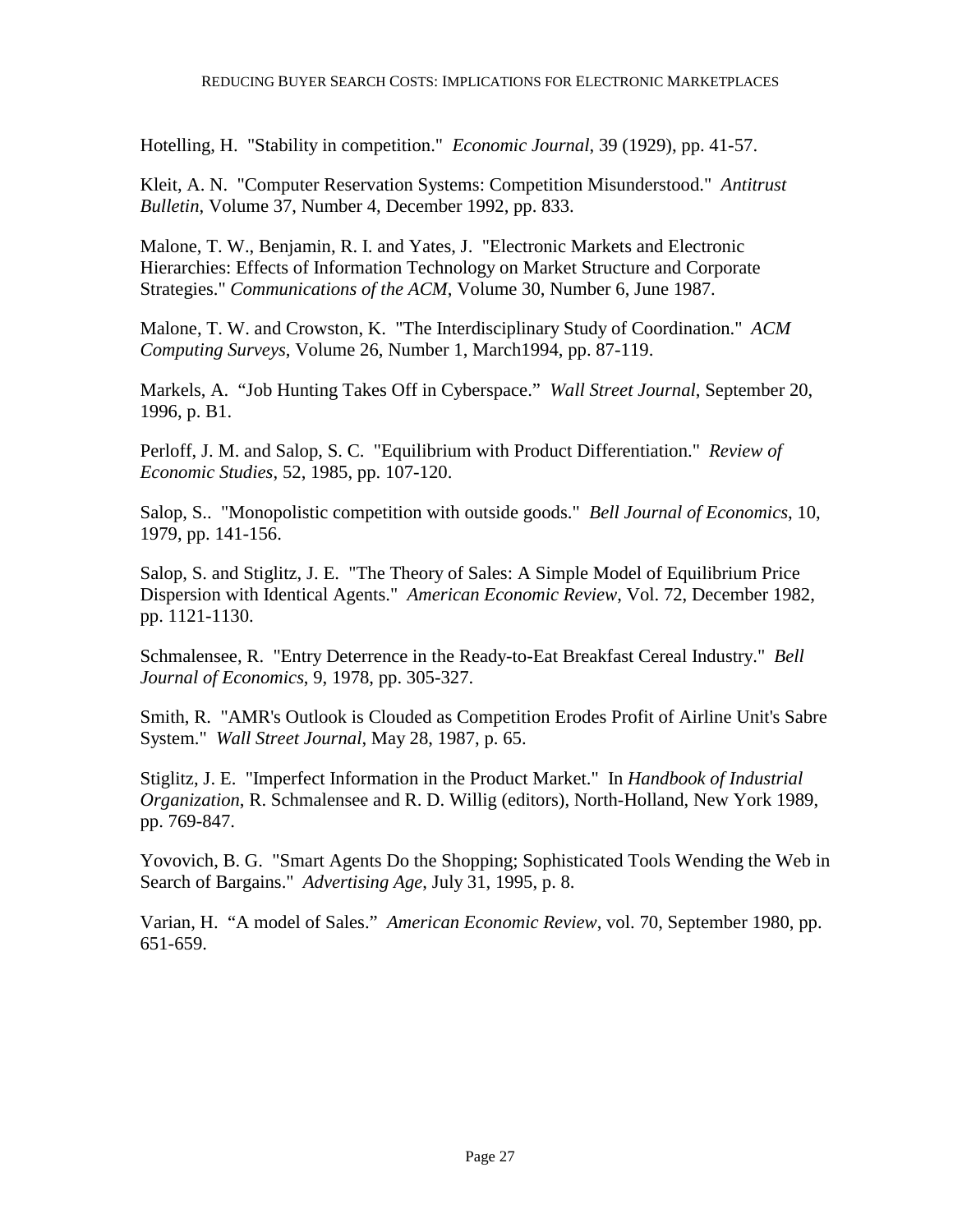Hotelling, H. "Stability in competition." *Economic Journal*, 39 (1929), pp. 41-57.

Kleit, A. N. "Computer Reservation Systems: Competition Misunderstood." *Antitrust Bulletin*, Volume 37, Number 4, December 1992, pp. 833.

Malone, T. W., Benjamin, R. I. and Yates, J. "Electronic Markets and Electronic Hierarchies: Effects of Information Technology on Market Structure and Corporate Strategies." *Communications of the ACM*, Volume 30, Number 6, June 1987.

Malone, T. W. and Crowston, K. "The Interdisciplinary Study of Coordination." *ACM Computing Surveys*, Volume 26, Number 1, March1994, pp. 87-119.

Markels, A. "Job Hunting Takes Off in Cyberspace." *Wall Street Journal*, September 20, 1996, p. B1.

Perloff, J. M. and Salop, S. C. "Equilibrium with Product Differentiation." *Review of Economic Studies*, 52, 1985, pp. 107-120.

Salop, S.. "Monopolistic competition with outside goods." *Bell Journal of Economics*, 10, 1979, pp. 141-156.

Salop, S. and Stiglitz, J. E. "The Theory of Sales: A Simple Model of Equilibrium Price Dispersion with Identical Agents." *American Economic Review*, Vol. 72, December 1982, pp. 1121-1130.

Schmalensee, R. "Entry Deterrence in the Ready-to-Eat Breakfast Cereal Industry." *Bell Journal of Economics*, 9, 1978, pp. 305-327.

Smith, R. "AMR's Outlook is Clouded as Competition Erodes Profit of Airline Unit's Sabre System." *Wall Street Journal*, May 28, 1987, p. 65.

Stiglitz, J. E. "Imperfect Information in the Product Market." In *Handbook of Industrial Organization*, R. Schmalensee and R. D. Willig (editors), North-Holland, New York 1989, pp. 769-847.

Yovovich, B. G. "Smart Agents Do the Shopping; Sophisticated Tools Wending the Web in Search of Bargains." *Advertising Age*, July 31, 1995, p. 8.

Varian, H. "A model of Sales." *American Economic Review*, vol. 70, September 1980, pp. 651-659.